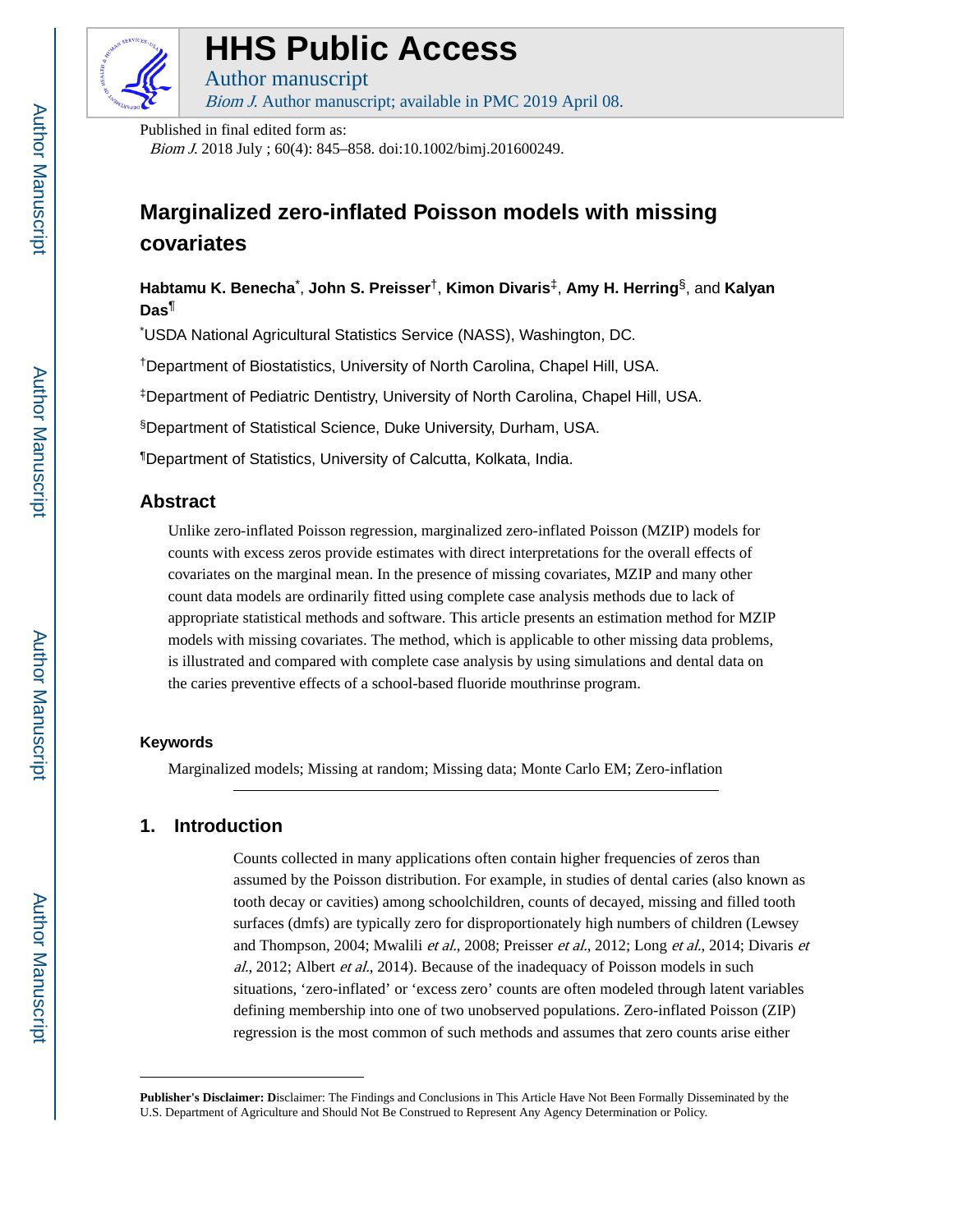# HHS Public Access

Author manuscript

*Biom J.* Author manuscript; available in PMC 2019 April 08.

Published in final edited form as:

*Biom J.* 2018 July ; 60(4): 845–858. doi:10.1002/bimj.201600249.

# Marginalized zero-inflated Poisson models with missing covariates

**Habtamu K. Benecha**[*], **John S. Preisser**[†], **Kimon Divaris**[‡], **Amy H. Herring**[§], and **Kalyan Das**[¶]

[*]USDA National Agricultural Statistics Service (NASS), Washington, DC.

[†]Department of Biostatistics, University of North Carolina, Chapel Hill, USA.

[‡]Department of Pediatric Dentistry, University of North Carolina, Chapel Hill, USA.

[§]Department of Statistical Science, Duke University, Durham, USA.

[¶]Department of Statistics, University of Calcutta, Kolkata, India.

## Abstract

Unlike zero-inflated Poisson regression, marginalized zero-inflated Poisson (MZIP) models for counts with excess zeros provide estimates with direct interpretations for the overall effects of covariates on the marginal mean. In the presence of missing covariates, MZIP and many other count data models are ordinarily fitted using complete case analysis methods due to lack of appropriate statistical methods and software. This article presents an estimation method for MZIP models with missing covariates. The method, which is applicable to other missing data problems, is illustrated and compared with complete case analysis by using simulations and dental data on the caries preventive effects of a school-based fluoride mouthrinse program.

### Keywords

Marginalized models; Missing at random; Missing data; Monte Carlo EM; Zero-inflation

## 1. Introduction

Counts collected in many applications often contain higher frequencies of zeros than assumed by the Poisson distribution. For example, in studies of dental caries (also known as tooth decay or cavities) among schoolchildren, counts of decayed, missing and filled tooth surfaces (dmfs) are typically zero for disproportionately high numbers of children (Lewsey and Thompson, 2004; Mwalili *et al.*, 2008; Preisser *et al.*, 2012; Long *et al.*, 2014; Divaris *et al.*, 2012; Albert *et al.*, 2014). Because of the inadequacy of Poisson models in such situations, 'zero-inflated' or 'excess zero' counts are often modeled through latent variables defining membership into one of two unobserved populations. Zero-inflated Poisson (ZIP) regression is the most common of such methods and assumes that zero counts arise either

**Publisher's Disclaimer: D**isclaimer: The Findings and Conclusions in This Article Have Not Been Formally Disseminated by the U.S. Department of Agriculture and Should Not Be Construed to Represent Any Agency Determination or Policy.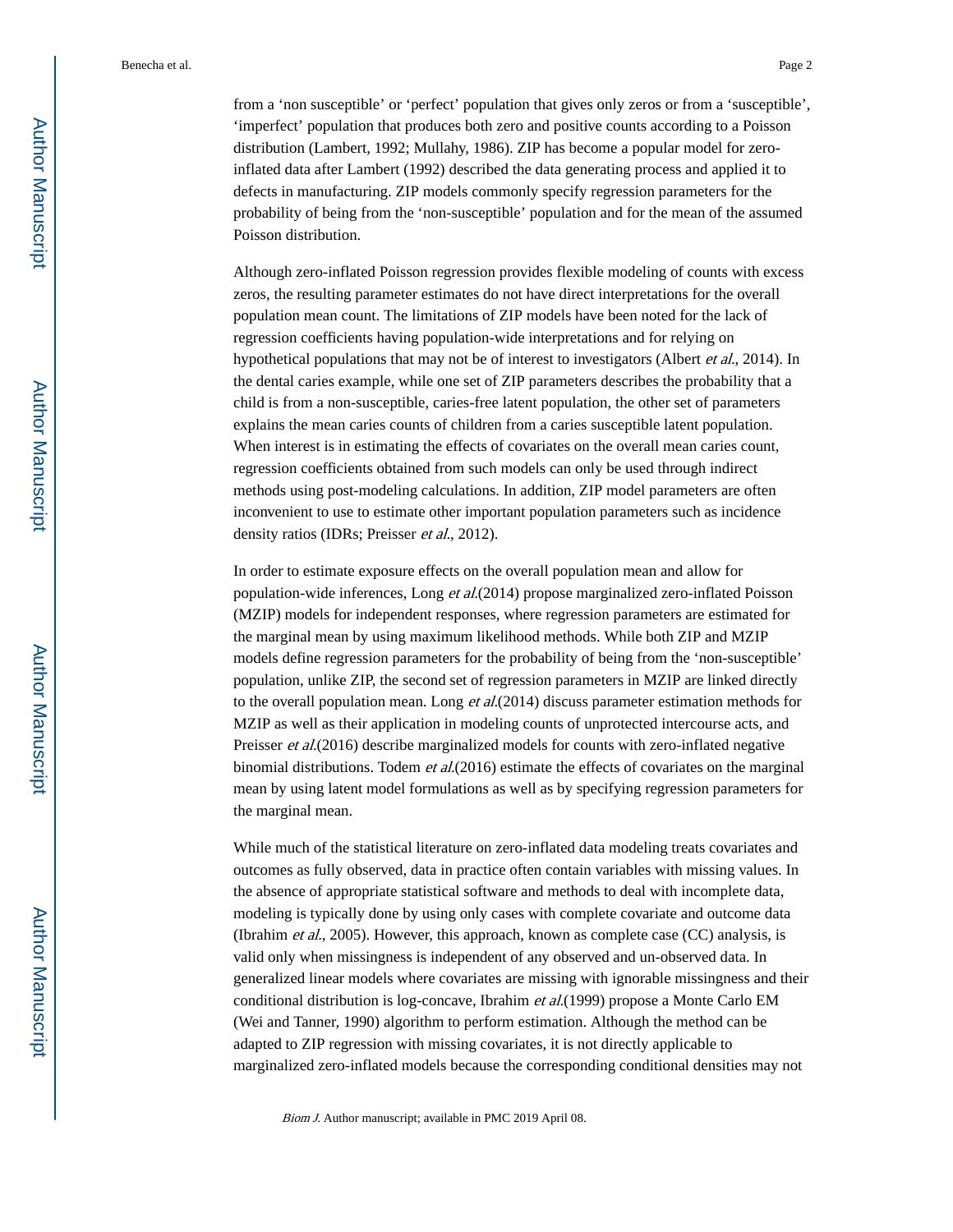from a 'non susceptible' or 'perfect' population that gives only zeros or from a 'susceptible', 'imperfect' population that produces both zero and positive counts according to a Poisson distribution (Lambert, 1992; Mullahy, 1986). ZIP has become a popular model for zero-inflated data after Lambert (1992) described the data generating process and applied it to defects in manufacturing. ZIP models commonly specify regression parameters for the probability of being from the 'non-susceptible' population and for the mean of the assumed Poisson distribution.

Although zero-inflated Poisson regression provides flexible modeling of counts with excess zeros, the resulting parameter estimates do not have direct interpretations for the overall population mean count. The limitations of ZIP models have been noted for the lack of regression coefficients having population-wide interpretations and for relying on hypothetical populations that may not be of interest to investigators (Albert *et al.*, 2014). In the dental caries example, while one set of ZIP parameters describes the probability that a child is from a non-susceptible, caries-free latent population, the other set of parameters explains the mean caries counts of children from a caries susceptible latent population. When interest is in estimating the effects of covariates on the overall mean caries count, regression coefficients obtained from such models can only be used through indirect methods using post-modeling calculations. In addition, ZIP model parameters are often inconvenient to use to estimate other important population parameters such as incidence density ratios (IDRs; Preisser *et al.*, 2012).

In order to estimate exposure effects on the overall population mean and allow for population-wide inferences, Long *et al.*(2014) propose marginalized zero-inflated Poisson (MZIP) models for independent responses, where regression parameters are estimated for the marginal mean by using maximum likelihood methods. While both ZIP and MZIP models define regression parameters for the probability of being from the 'non-susceptible' population, unlike ZIP, the second set of regression parameters in MZIP are linked directly to the overall population mean. Long *et al.*(2014) discuss parameter estimation methods for MZIP as well as their application in modeling counts of unprotected intercourse acts, and Preisser *et al.*(2016) describe marginalized models for counts with zero-inflated negative binomial distributions. Todem *et al.*(2016) estimate the effects of covariates on the marginal mean by using latent model formulations as well as by specifying regression parameters for the marginal mean.

While much of the statistical literature on zero-inflated data modeling treats covariates and outcomes as fully observed, data in practice often contain variables with missing values. In the absence of appropriate statistical software and methods to deal with incomplete data, modeling is typically done by using only cases with complete covariate and outcome data (Ibrahim *et al.*, 2005). However, this approach, known as complete case (CC) analysis, is valid only when missingness is independent of any observed and un-observed data. In generalized linear models where covariates are missing with ignorable missingness and their conditional distribution is log-concave, Ibrahim *et al.*(1999) propose a Monte Carlo EM (Wei and Tanner, 1990) algorithm to perform estimation. Although the method can be adapted to ZIP regression with missing covariates, it is not directly applicable to marginalized zero-inflated models because the corresponding conditional densities may not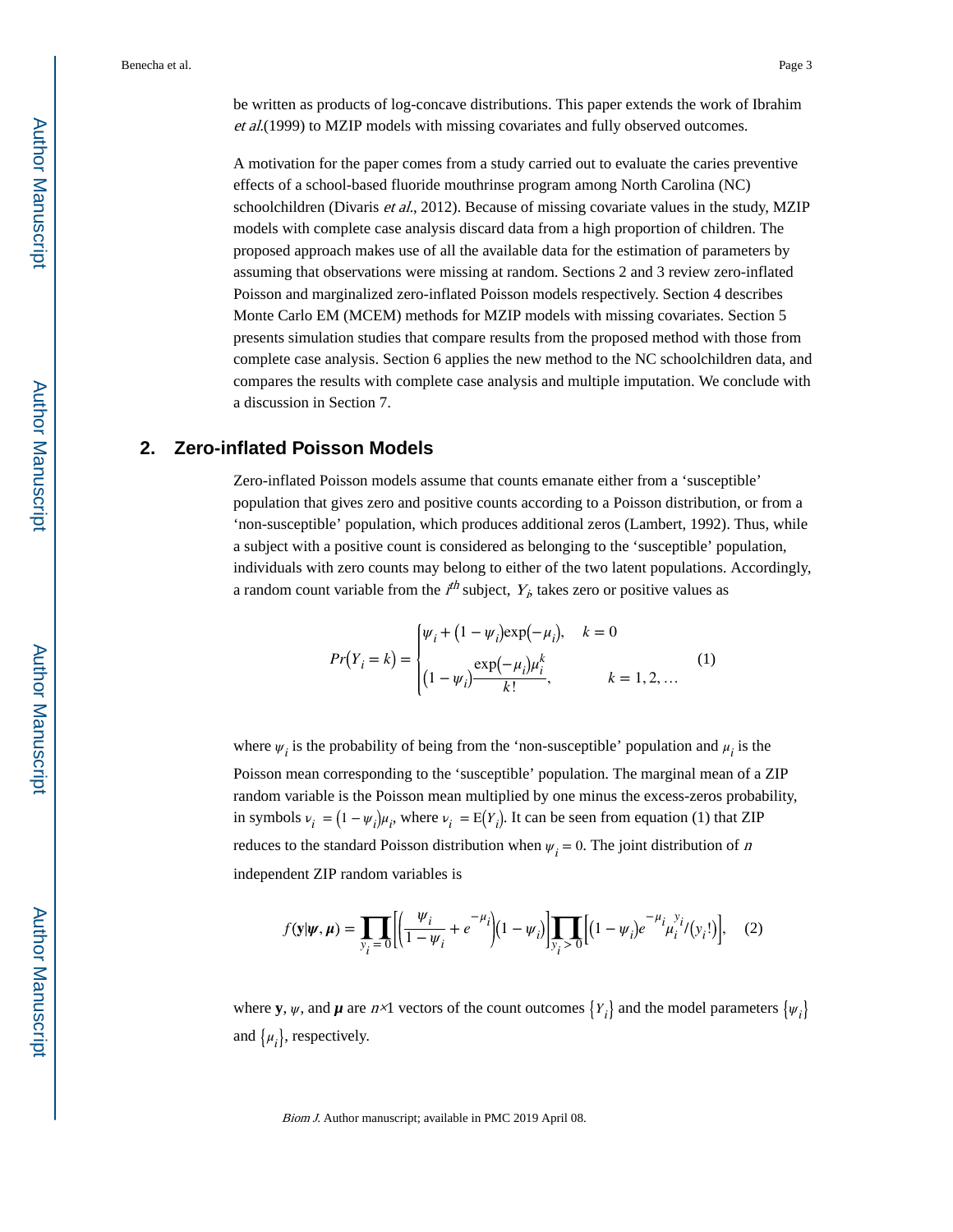be written as products of log-concave distributions. This paper extends the work of Ibrahim *et al.*(1999) to MZIP models with missing covariates and fully observed outcomes.

A motivation for the paper comes from a study carried out to evaluate the caries preventive effects of a school-based fluoride mouthrinse program among North Carolina (NC) schoolchildren (Divaris *et al.*, 2012). Because of missing covariate values in the study, MZIP models with complete case analysis discard data from a high proportion of children. The proposed approach makes use of all the available data for the estimation of parameters by assuming that observations were missing at random. Sections 2 and 3 review zero-inflated Poisson and marginalized zero-inflated Poisson models respectively. Section 4 describes Monte Carlo EM (MCEM) methods for MZIP models with missing covariates. Section 5 presents simulation studies that compare results from the proposed method with those from complete case analysis. Section 6 applies the new method to the NC schoolchildren data, and compares the results with complete case analysis and multiple imputation. We conclude with a discussion in Section 7.

## 2. Zero-inflated Poisson Models

Zero-inflated Poisson models assume that counts emanate either from a 'susceptible' population that gives zero and positive counts according to a Poisson distribution, or from a 'non-susceptible' population, which produces additional zeros (Lambert, 1992). Thus, while a subject with a positive count is considered as belonging to the 'susceptible' population, individuals with zero counts may belong to either of the two latent populations. Accordingly, a random count variable from the $i^{th}$ subject, $Y_i$, takes zero or positive values as

$$Pr(Y_i = k) = \begin{cases} \psi_i + (1-\psi_i)\exp(-\mu_i), & k = 0 \\ (1-\psi_i)\dfrac{\exp(-\mu_i)\mu_i^k}{k!}, & k = 1, 2, \ldots \end{cases} \quad (1)$$

where $\psi_i$ is the probability of being from the 'non-susceptible' population and $\mu_i$ is the Poisson mean corresponding to the 'susceptible' population. The marginal mean of a ZIP random variable is the Poisson mean multiplied by one minus the excess-zeros probability, in symbols $\nu_i = (1-\psi_i)\mu_i$, where $\nu_i = \mathrm{E}(Y_i)$. It can be seen from equation (1) that ZIP reduces to the standard Poisson distribution when $\psi_i = 0$. The joint distribution of $n$ independent ZIP random variables is

$$f(\mathbf{y}|\boldsymbol{\psi}, \boldsymbol{\mu}) = \prod_{y_i=0}\left[\left(\frac{\psi_i}{1-\psi_i} + e^{-\mu_i}\right)(1-\psi_i)\right]\prod_{y_i>0}\left[(1-\psi_i)e^{-\mu_i}\mu_i^{y_i}/(y_i!)\right], \quad (2)$$

where $\mathbf{y}$, $\psi$, and $\boldsymbol{\mu}$ are $n\times 1$ vectors of the count outcomes $\{Y_i\}$ and the model parameters $\{\psi_i\}$ and $\{\mu_i\}$, respectively.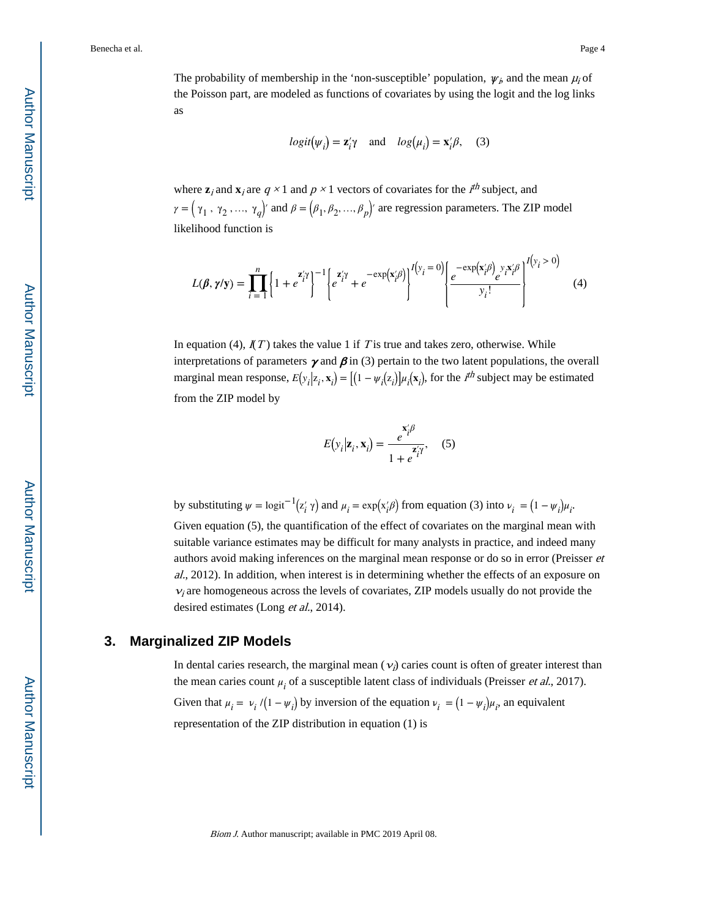The probability of membership in the 'non-susceptible' population, $\psi_i$, and the mean $\mu_i$ of the Poisson part, are modeled as functions of covariates by using the logit and the log links as

$$logit(\psi_i) = \mathbf{z}_i'\gamma \quad \text{and} \quad log(\mu_i) = \mathbf{x}_i'\beta, \quad (3)$$

where $\mathbf{z}_i$ and $\mathbf{x}_i$ are $q \times 1$ and $p \times 1$ vectors of covariates for the $i^{th}$ subject, and $\gamma = (\gamma_1, \gamma_2, \ldots, \gamma_q)'$ and $\beta = (\beta_1, \beta_2, \ldots, \beta_p)'$ are regression parameters. The ZIP model likelihood function is

$$L(\boldsymbol{\beta}, \boldsymbol{\gamma}/\mathbf{y}) = \prod_{i=1}^{n} \left\{1 + e^{\mathbf{z}_i'\gamma}\right\}^{-1} \left\{e^{\mathbf{z}_i'\gamma} + e^{-\exp(\mathbf{x}_i'\beta)}\right\}^{I(y_i = 0)} \left\{\frac{e^{-\exp(\mathbf{x}_i'\beta)} e^{y_i \mathbf{x}_i'\beta}}{y_i!}\right\}^{I(y_i > 0)} \quad (4)$$

In equation (4), $I(T)$ takes the value 1 if $T$ is true and takes zero, otherwise. While interpretations of parameters $\boldsymbol{\gamma}$ and $\boldsymbol{\beta}$ in (3) pertain to the two latent populations, the overall marginal mean response, $E(y_i|z_i, \mathbf{x}_i) = [(1 - \psi_i(z_i)]\mu_i(\mathbf{x}_i)$, for the $i^{th}$ subject may be estimated from the ZIP model by

$$E(y_i|\mathbf{z}_i, \mathbf{x}_i) = \frac{e^{\mathbf{x}_i'\beta}}{1 + e^{\mathbf{z}_i'\gamma}}, \quad (5)$$

by substituting $\psi = \text{logit}^{-1}(z_i'\gamma)$ and $\mu_i = \exp(\mathrm{x}_i'\beta)$ from equation (3) into $\nu_i = (1 - \psi_i)\mu_i$. Given equation (5), the quantification of the effect of covariates on the marginal mean with suitable variance estimates may be difficult for many analysts in practice, and indeed many authors avoid making inferences on the marginal mean response or do so in error (Preisser *et al.*, 2012). In addition, when interest is in determining whether the effects of an exposure on $\nu_i$ are homogeneous across the levels of covariates, ZIP models usually do not provide the desired estimates (Long *et al.*, 2014).

## 3. Marginalized ZIP Models

In dental caries research, the marginal mean ($\nu_i$) caries count is often of greater interest than the mean caries count $\mu_i$ of a susceptible latent class of individuals (Preisser *et al.*, 2017). Given that $\mu_i = \nu_i/(1 - \psi_i)$ by inversion of the equation $\nu_i = (1 - \psi_i)\mu_i$, an equivalent representation of the ZIP distribution in equation (1) is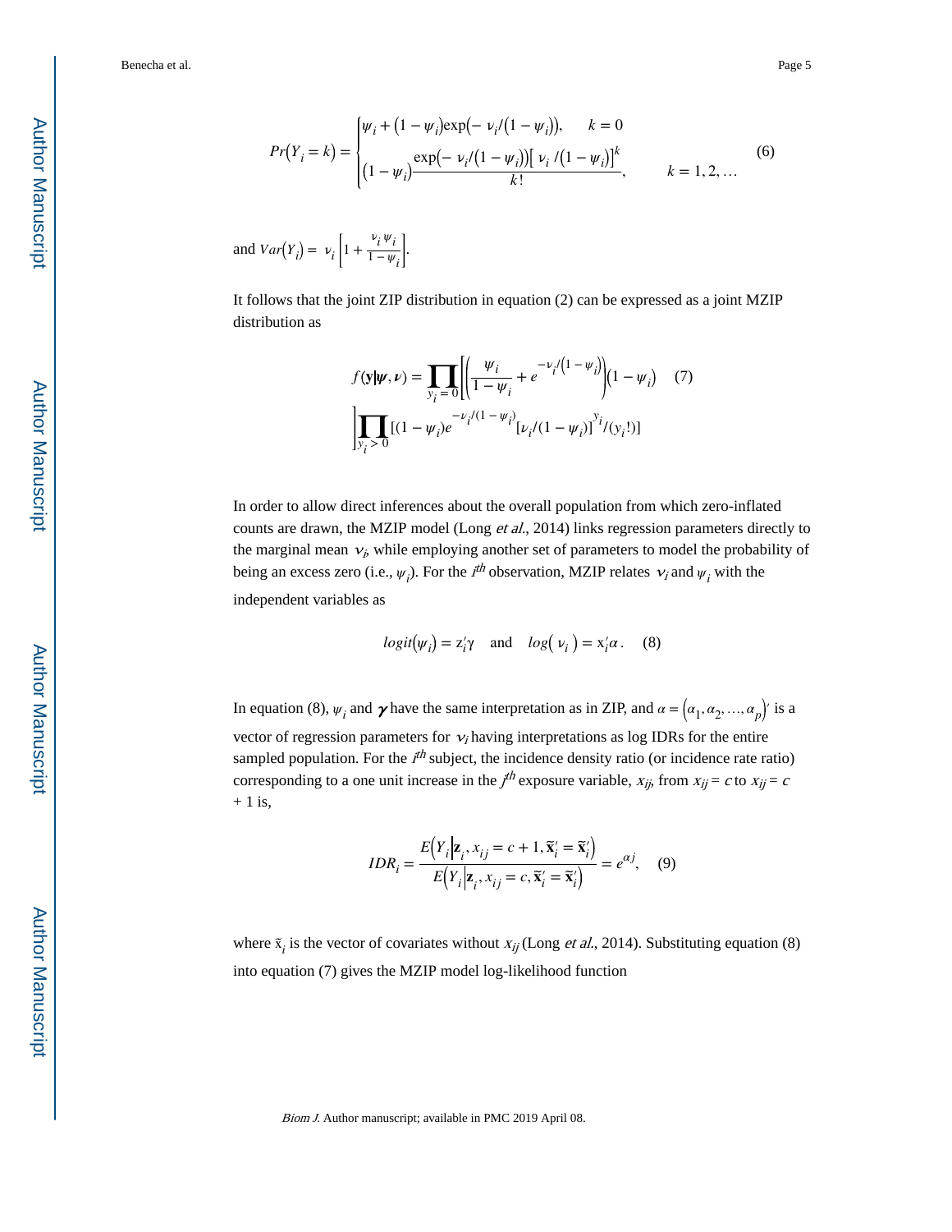$$Pr(Y_i = k) = \begin{cases} \psi_i + (1-\psi_i)\exp(-\nu_i/(1-\psi_i)), & k = 0 \\ (1-\psi_i)\dfrac{\exp(-\nu_i/(1-\psi_i))[\nu_i/(1-\psi_i)]^k}{k!}, & k = 1, 2, \ldots \end{cases} \quad (6)$$

and $Var(Y_i) = \nu_i\left[1 + \frac{\nu_i \psi_i}{1-\psi_i}\right]$.

It follows that the joint ZIP distribution in equation (2) can be expressed as a joint MZIP distribution as

$$f(\mathbf{y}|\boldsymbol{\psi}, \boldsymbol{\nu}) = \prod_{y_i=0}\left[\left(\frac{\psi_i}{1-\psi_i} + e^{-\nu_i/(1-\psi_i)}\right)(1-\psi_i)\right] \quad (7)$$
$$\prod_{y_i>0}\left[(1-\psi_i)e^{-\nu_i/(1-\psi_i)}[\nu_i/(1-\psi_i)]^{y_i}/(y_i!)\right]$$

In order to allow direct inferences about the overall population from which zero-inflated counts are drawn, the MZIP model (Long *et al.*, 2014) links regression parameters directly to the marginal mean $\nu_i$, while employing another set of parameters to model the probability of being an excess zero (i.e., $\psi_i$). For the $i^{th}$ observation, MZIP relates $\nu_i$ and $\psi_i$ with the independent variables as

$$logit(\psi_i) = z_i'\gamma \quad \text{and} \quad log(\nu_i) = x_i'\alpha. \quad (8)$$

In equation (8), $\psi_i$ and $\boldsymbol{\gamma}$ have the same interpretation as in ZIP, and $\alpha = (\alpha_1, \alpha_2, \ldots, \alpha_p)'$ is a vector of regression parameters for $\nu_i$ having interpretations as log IDRs for the entire sampled population. For the $i^{th}$ subject, the incidence density ratio (or incidence rate ratio) corresponding to a one unit increase in the $j^{th}$ exposure variable, $x_{ij}$, from $x_{ij} = c$ to $x_{ij} = c + 1$ is,

$$IDR_i = \frac{E\left(Y_i \middle| \mathbf{z}_i, x_{ij} = c+1, \tilde{\mathbf{x}}_i' = \tilde{\mathbf{x}}_i'\right)}{E\left(Y_i \middle| \mathbf{z}_i, x_{ij} = c, \tilde{\mathbf{x}}_i' = \tilde{\mathbf{x}}_i'\right)} = e^{\alpha j}, \quad (9)$$

where $\tilde{x}_i$ is the vector of covariates without $x_{ij}$ (Long *et al.*, 2014). Substituting equation (8) into equation (7) gives the MZIP model log-likelihood function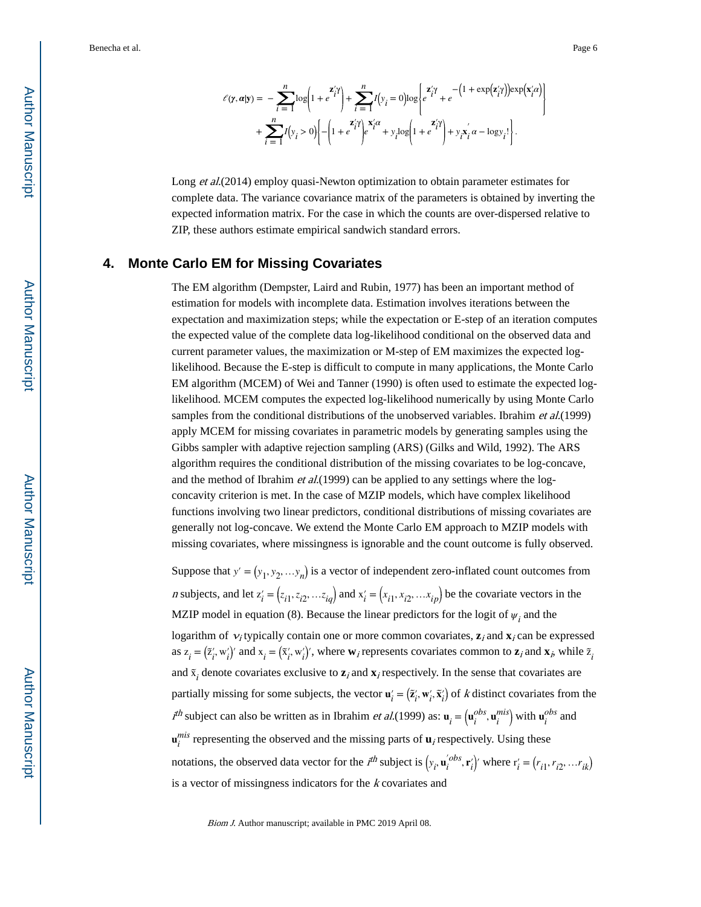$$\ell(\gamma, \alpha|\mathbf{y}) = -\sum_{i=1}^{n}\log\left(1+e^{\mathbf{z}_i'\gamma}\right) + \sum_{i=1}^{n} I\left(y_i=0\right)\log\left\{e^{\mathbf{z}_i'\gamma} + e^{-\left(1+\exp\left(\mathbf{z}_i'\gamma\right)\right)\exp\left(\mathbf{x}_i'\alpha\right)}\right\}$$
$$+\sum_{i=1}^{n} I\left(y_i>0\right)\left\{-\left(1+e^{\mathbf{z}_i'\gamma}\right)e^{\mathbf{x}_i'\alpha} + y_i\log\left(1+e^{\mathbf{z}_i'\gamma}\right) + y_i\mathbf{x}_i'\alpha - \log y_i!\right\}.$$

Long *et al.*(2014) employ quasi-Newton optimization to obtain parameter estimates for complete data. The variance covariance matrix of the parameters is obtained by inverting the expected information matrix. For the case in which the counts are over-dispersed relative to ZIP, these authors estimate empirical sandwich standard errors.

## 4. Monte Carlo EM for Missing Covariates

The EM algorithm (Dempster, Laird and Rubin, 1977) has been an important method of estimation for models with incomplete data. Estimation involves iterations between the expectation and maximization steps; while the expectation or E-step of an iteration computes the expected value of the complete data log-likelihood conditional on the observed data and current parameter values, the maximization or M-step of EM maximizes the expected log-likelihood. Because the E-step is difficult to compute in many applications, the Monte Carlo EM algorithm (MCEM) of Wei and Tanner (1990) is often used to estimate the expected log-likelihood. MCEM computes the expected log-likelihood numerically by using Monte Carlo samples from the conditional distributions of the unobserved variables. Ibrahim *et al.*(1999) apply MCEM for missing covariates in parametric models by generating samples using the Gibbs sampler with adaptive rejection sampling (ARS) (Gilks and Wild, 1992). The ARS algorithm requires the conditional distribution of the missing covariates to be log-concave, and the method of Ibrahim *et al.*(1999) can be applied to any settings where the log-concavity criterion is met. In the case of MZIP models, which have complex likelihood functions involving two linear predictors, conditional distributions of missing covariates are generally not log-concave. We extend the Monte Carlo EM approach to MZIP models with missing covariates, where missingness is ignorable and the count outcome is fully observed.

Suppose that $y' = \left(y_1, y_2, \ldots y_n\right)$ is a vector of independent zero-inflated count outcomes from $n$ subjects, and let $\mathrm{z}_i' = \left(z_{i1}, z_{i2}, \ldots z_{iq}\right)$ and $\mathrm{x}_i' = \left(x_{i1}, x_{i2}, \ldots x_{ip}\right)$ be the covariate vectors in the MZIP model in equation (8). Because the linear predictors for the logit of $\psi_i$ and the logarithm of $\nu_i$ typically contain one or more common covariates, $\mathbf{z}_i$ and $\mathbf{x}_i$ can be expressed as $\mathrm{z}_i = \left(\tilde{\mathrm{z}}_i', \mathrm{w}_i'\right)'$ and $\mathrm{x}_i = \left(\tilde{\mathrm{x}}_i', \mathrm{w}_i'\right)'$, where $\mathbf{w}_i$ represents covariates common to $\mathbf{z}_i$ and $\mathbf{x}_i$, while $\tilde{\mathrm{z}}_i$ and $\tilde{\mathrm{x}}_i$ denote covariates exclusive to $\mathbf{z}_i$ and $\mathbf{x}_i$ respectively. In the sense that covariates are partially missing for some subjects, the vector $\mathbf{u}_i' = \left(\tilde{\mathbf{z}}_i', \mathbf{w}_i', \tilde{\mathbf{x}}_i'\right)$ of $k$ distinct covariates from the $i^{th}$ subject can also be written as in Ibrahim *et al.*(1999) as: $\mathbf{u}_i = \left(\mathbf{u}_i^{obs}, \mathbf{u}_i^{mis}\right)$ with $\mathbf{u}_i^{obs}$ and $\mathbf{u}_i^{mis}$ representing the observed and the missing parts of $\mathbf{u}_i$ respectively. Using these notations, the observed data vector for the $i^{th}$ subject is $\left(y_i, \mathbf{u}_i'^{obs}, \mathbf{r}_i'\right)'$ where $\mathrm{r}_i' = \left(r_{i1}, r_{i2}, \ldots r_{ik}\right)$ is a vector of missingness indicators for the $k$ covariates and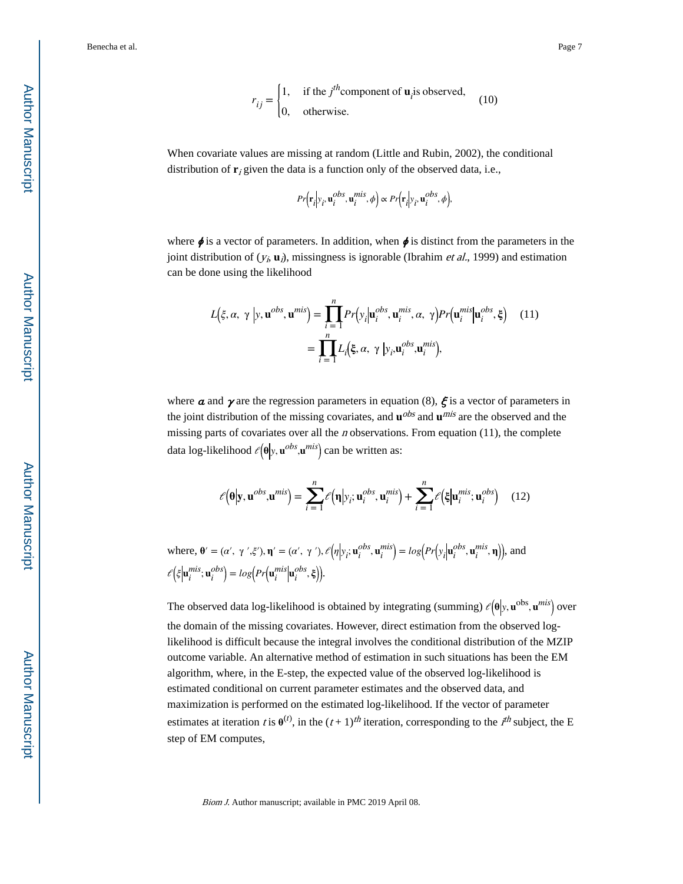$$
r_{ij} = \begin{cases} 1, & \text{if the } j^{th} \text{component of } \mathbf{u}_i \text{is observed,} \\ 0, & \text{otherwise.} \end{cases} \quad (10)
$$

When covariate values are missing at random (Little and Rubin, 2002), the conditional distribution of $\mathbf{r}_i$ given the data is a function only of the observed data, i.e.,

$$
Pr\left(\mathbf{r}_i \middle| y_i, \mathbf{u}_i^{obs}, \mathbf{u}_i^{mis}, \phi\right) \propto Pr\left(\mathbf{r}_i \middle| y_i, \mathbf{u}_i^{obs}, \phi\right),
$$

where $\boldsymbol{\phi}$ is a vector of parameters. In addition, when $\boldsymbol{\phi}$ is distinct from the parameters in the joint distribution of ($y_i$, $\mathbf{u}_i$), missingness is ignorable (Ibrahim *et al.*, 1999) and estimation can be done using the likelihood

$$
\begin{aligned}
L\left(\xi, \alpha, \ \gamma \middle| y, \mathbf{u}^{obs}, \mathbf{u}^{mis}\right) &= \prod_{i=1}^{n} Pr\left(y_i \middle| \mathbf{u}_i^{obs}, \mathbf{u}_i^{mis}, \alpha, \ \gamma\right) Pr\left(\mathbf{u}_i^{mis} \middle| \mathbf{u}_i^{obs}, \boldsymbol{\xi}\right) \quad (11) \\
&= \prod_{i=1}^{n} L_i\left(\boldsymbol{\xi}, \alpha, \ \gamma \middle| y_i, \mathbf{u}_i^{obs}, \mathbf{u}_i^{mis}\right),
\end{aligned}
$$

where $\boldsymbol{\alpha}$ and $\boldsymbol{\gamma}$ are the regression parameters in equation (8), $\boldsymbol{\xi}$ is a vector of parameters in the joint distribution of the missing covariates, and $\mathbf{u}^{obs}$ and $\mathbf{u}^{mis}$ are the observed and the missing parts of covariates over all the $n$ observations. From equation (11), the complete data log-likelihood $\ell\left(\boldsymbol{\theta} \middle| y, \mathbf{u}^{obs}, \mathbf{u}^{mis}\right)$ can be written as:

$$
\ell\left(\boldsymbol{\theta} \middle| \mathbf{y}, \mathbf{u}^{obs}, \mathbf{u}^{mis}\right) = \sum_{i=1}^{n} \ell\left(\boldsymbol{\eta} \middle| y_i; \mathbf{u}_i^{obs}, \mathbf{u}_i^{mis}\right) + \sum_{i=1}^{n} \ell\left(\boldsymbol{\xi} \middle| \mathbf{u}_i^{mis}; \mathbf{u}_i^{obs}\right) \quad (12)
$$

where, $\boldsymbol{\theta}' = (\alpha', \ \gamma', \xi')$, $\boldsymbol{\eta}' = (\alpha', \ \gamma')$, $\ell\left(\eta \middle| y_i; \mathbf{u}_i^{obs}, \mathbf{u}_i^{mis}\right) = log\left(Pr\left(y_i \middle| \mathbf{u}_i^{obs}, \mathbf{u}_i^{mis}, \boldsymbol{\eta}\right)\right)$, and $\ell\left(\xi \middle| \mathbf{u}_i^{mis}; \mathbf{u}_i^{obs}\right) = log\left(Pr\left(\mathbf{u}_i^{mis} \middle| \mathbf{u}_i^{obs}, \boldsymbol{\xi}\right)\right)$.

The observed data log-likelihood is obtained by integrating (summing) $\ell\left(\boldsymbol{\theta} \middle| y, \mathbf{u}^{\text{obs}}, \mathbf{u}^{mis}\right)$ over the domain of the missing covariates. However, direct estimation from the observed log-likelihood is difficult because the integral involves the conditional distribution of the MZIP outcome variable. An alternative method of estimation in such situations has been the EM algorithm, where, in the E-step, the expected value of the observed log-likelihood is estimated conditional on current parameter estimates and the observed data, and maximization is performed on the estimated log-likelihood. If the vector of parameter estimates at iteration $t$ is $\boldsymbol{\theta}^{(t)}$, in the $(t+1)^{th}$ iteration, corresponding to the $i^{th}$ subject, the E step of EM computes,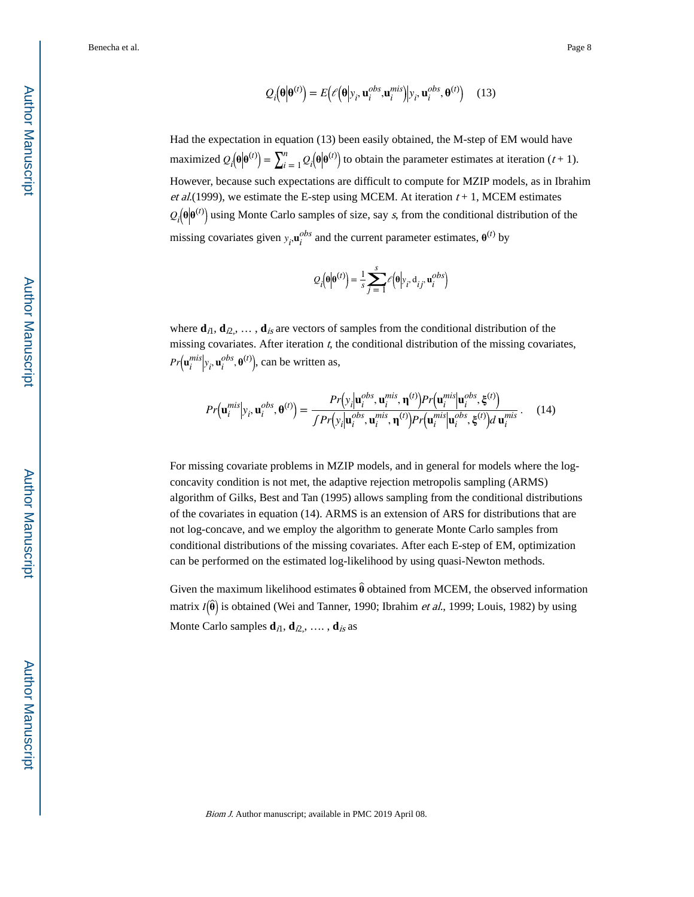$$Q_i\left(\boldsymbol{\theta}\middle|\boldsymbol{\theta}^{(t)}\right) = E\left(\ell\left(\boldsymbol{\theta}\middle|y_i, \mathbf{u}_i^{obs}, \mathbf{u}_i^{mis}\right)\middle|y_i, \mathbf{u}_i^{obs}, \boldsymbol{\theta}^{(t)}\right) \quad (13)$$

Had the expectation in equation (13) been easily obtained, the M-step of EM would have maximized $Q_i\left(\boldsymbol{\theta}\middle|\boldsymbol{\theta}^{(t)}\right) = \sum_{i=1}^{n} Q_i\left(\boldsymbol{\theta}\middle|\boldsymbol{\theta}^{(t)}\right)$ to obtain the parameter estimates at iteration $(t + 1)$. However, because such expectations are difficult to compute for MZIP models, as in Ibrahim *et al.*(1999), we estimate the E-step using MCEM. At iteration $t + 1$, MCEM estimates $Q_i\left(\boldsymbol{\theta}\middle|\boldsymbol{\theta}^{(t)}\right)$ using Monte Carlo samples of size, say $s$, from the conditional distribution of the missing covariates given $y_i, \mathbf{u}_i^{obs}$ and the current parameter estimates, $\boldsymbol{\theta}^{(t)}$ by

$$Q_i\left(\boldsymbol{\theta}\middle|\boldsymbol{\theta}^{(t)}\right) = \frac{1}{s}\sum_{j=1}^{s} \ell\left(\boldsymbol{\theta}\middle|y_i, \mathrm{d}_{ij}, \mathbf{u}_i^{obs}\right)$$

where $\mathbf{d}_{i1}, \mathbf{d}_{i2}, \ldots, \mathbf{d}_{is}$ are vectors of samples from the conditional distribution of the missing covariates. After iteration $t$, the conditional distribution of the missing covariates, $Pr\left(\mathbf{u}_i^{mis}\middle|y_i, \mathbf{u}_i^{obs}, \boldsymbol{\theta}^{(t)}\right)$, can be written as,

$$Pr\left(\mathbf{u}_i^{mis}\middle|y_i, \mathbf{u}_i^{obs}, \boldsymbol{\theta}^{(t)}\right) = \frac{Pr\left(y_i\middle|\mathbf{u}_i^{obs}, \mathbf{u}_i^{mis}, \boldsymbol{\eta}^{(t)}\right)Pr\left(\mathbf{u}_i^{mis}\middle|\mathbf{u}_i^{obs}, \boldsymbol{\xi}^{(t)}\right)}{\int Pr\left(y_i\middle|\mathbf{u}_i^{obs}, \mathbf{u}_i^{mis}, \boldsymbol{\eta}^{(t)}\right)Pr\left(\mathbf{u}_i^{mis}\middle|\mathbf{u}_i^{obs}, \boldsymbol{\xi}^{(t)}\right)d\,\mathbf{u}_i^{mis}}. \quad (14)$$

For missing covariate problems in MZIP models, and in general for models where the log-concavity condition is not met, the adaptive rejection metropolis sampling (ARMS) algorithm of Gilks, Best and Tan (1995) allows sampling from the conditional distributions of the covariates in equation (14). ARMS is an extension of ARS for distributions that are not log-concave, and we employ the algorithm to generate Monte Carlo samples from conditional distributions of the missing covariates. After each E-step of EM, optimization can be performed on the estimated log-likelihood by using quasi-Newton methods.

Given the maximum likelihood estimates $\hat{\boldsymbol{\theta}}$ obtained from MCEM, the observed information matrix $I\left(\hat{\boldsymbol{\theta}}\right)$ is obtained (Wei and Tanner, 1990; Ibrahim *et al.*, 1999; Louis, 1982) by using Monte Carlo samples $\mathbf{d}_{i1}, \mathbf{d}_{i2}, \ldots, \mathbf{d}_{is}$ as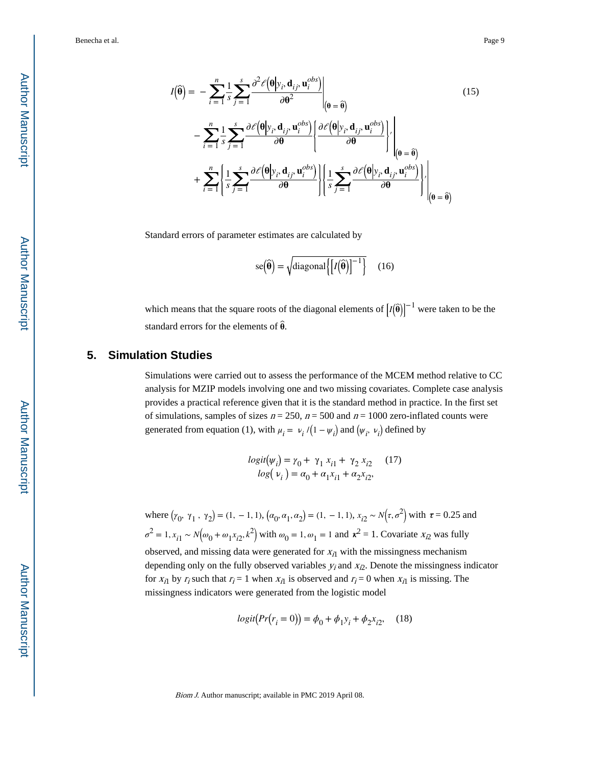$$
\begin{aligned}
I(\hat{\boldsymbol{\theta}}) = & -\sum_{i=1}^{n}\frac{1}{s}\sum_{j=1}^{s}\frac{\partial^2 \ell\left(\boldsymbol{\theta}\middle|y_i, \mathbf{d}_{ij}, \mathbf{u}_i^{obs}\right)}{\partial \boldsymbol{\theta}^2}\Bigg|_{(\boldsymbol{\theta}=\hat{\boldsymbol{\theta}})} \\
& -\sum_{i=1}^{n}\frac{1}{s}\sum_{j=1}^{s}\frac{\partial \ell\left(\boldsymbol{\theta}\middle|y_i, \mathbf{d}_{ij}, \mathbf{u}_i^{obs}\right)}{\partial \boldsymbol{\theta}}\left\{\frac{\partial \ell\left(\boldsymbol{\theta}\middle|y_i, \mathbf{d}_{ij}, \mathbf{u}_i^{obs}\right)}{\partial \boldsymbol{\theta}}\right\}'\Bigg|_{(\boldsymbol{\theta}=\hat{\boldsymbol{\theta}})} \\
& +\sum_{i=1}^{n}\left\{\frac{1}{s}\sum_{j=1}^{s}\frac{\partial \ell\left(\boldsymbol{\theta}\middle|y_i, \mathbf{d}_{ij}, \mathbf{u}_i^{obs}\right)}{\partial \boldsymbol{\theta}}\right\}\left\{\frac{1}{s}\sum_{j=1}^{s}\frac{\partial \ell\left(\boldsymbol{\theta}\middle|y_i, \mathbf{d}_{ij}, \mathbf{u}_i^{obs}\right)}{\partial \boldsymbol{\theta}}\right\}'\Bigg|_{(\boldsymbol{\theta}=\hat{\boldsymbol{\theta}})}
\end{aligned}
\tag{15}
$$

Standard errors of parameter estimates are calculated by

$$
\mathrm{se}(\hat{\boldsymbol{\theta}}) = \sqrt{\mathrm{diagonal}\left\{\left[I(\hat{\boldsymbol{\theta}})\right]^{-1}\right\}} \tag{16}
$$

which means that the square roots of the diagonal elements of $\left[I(\hat{\boldsymbol{\theta}})\right]^{-1}$ were taken to be the standard errors for the elements of $\hat{\boldsymbol{\theta}}$.

## 5. Simulation Studies

Simulations were carried out to assess the performance of the MCEM method relative to CC analysis for MZIP models involving one and two missing covariates. Complete case analysis provides a practical reference given that it is the standard method in practice. In the first set of simulations, samples of sizes $n = 250$, $n = 500$ and $n = 1000$ zero-inflated counts were generated from equation (1), with $\mu_i = \nu_i/(1-\psi_i)$ and $(\psi_i, \nu_i)$ defined by

$$
\begin{aligned}
logit(\psi_i) &= \gamma_0 + \gamma_1 x_{i1} + \gamma_2 x_{i2} \\
log(\nu_i) &= \alpha_0 + \alpha_1 x_{i1} + \alpha_2 x_{i2},
\end{aligned}
\tag{17}
$$

where $(\gamma_0, \gamma_1, \gamma_2) = (1, -1, 1)$, $(\alpha_0, \alpha_1, \alpha_2) = (1, -1, 1)$, $x_{i2} \sim N(\tau, \sigma^2)$ with $\tau = 0.25$ and $\sigma^2 = 1$, $x_{i1} \sim N(\omega_0 + \omega_1 x_{i2}, k^2)$ with $\omega_0 = 1, \omega_1 = 1$ and $\kappa^2 = 1$. Covariate $x_{i2}$ was fully observed, and missing data were generated for $x_{i1}$ with the missingness mechanism depending only on the fully observed variables $y_i$ and $x_{i2}$. Denote the missingness indicator for $x_{i1}$ by $r_i$ such that $r_i = 1$ when $x_{i1}$ is observed and $r_i = 0$ when $x_{i1}$ is missing. The missingness indicators were generated from the logistic model

$$
logit(Pr(r_i = 0)) = \phi_0 + \phi_1 y_i + \phi_2 x_{i2}, \tag{18}
$$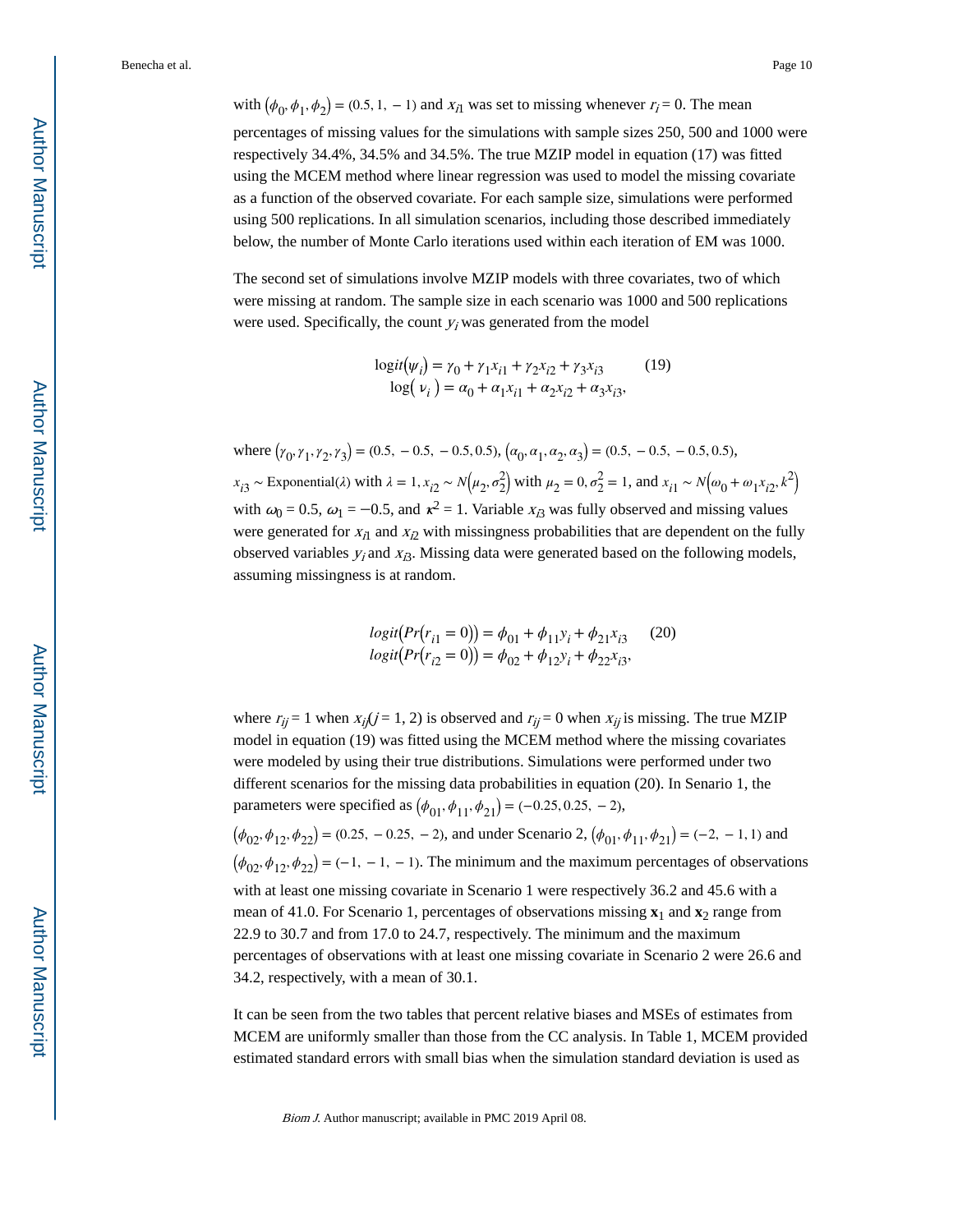with $(\phi_0, \phi_1, \phi_2) = (0.5, 1, -1)$ and $x_{i1}$ was set to missing whenever $r_i = 0$. The mean percentages of missing values for the simulations with sample sizes 250, 500 and 1000 were respectively 34.4%, 34.5% and 34.5%. The true MZIP model in equation (17) was fitted using the MCEM method where linear regression was used to model the missing covariate as a function of the observed covariate. For each sample size, simulations were performed using 500 replications. In all simulation scenarios, including those described immediately below, the number of Monte Carlo iterations used within each iteration of EM was 1000.

The second set of simulations involve MZIP models with three covariates, two of which were missing at random. The sample size in each scenario was 1000 and 500 replications were used. Specifically, the count $y_i$ was generated from the model

$$
\begin{aligned}
\mathrm{logit}(\psi_i) &= \gamma_0 + \gamma_1 x_{i1} + \gamma_2 x_{i2} + \gamma_3 x_{i3} \\
\log(\nu_i) &= \alpha_0 + \alpha_1 x_{i1} + \alpha_2 x_{i2} + \alpha_3 x_{i3},
\end{aligned}
\qquad (19)
$$

where $(\gamma_0, \gamma_1, \gamma_2, \gamma_3) = (0.5, -0.5, -0.5, 0.5)$, $(\alpha_0, \alpha_1, \alpha_2, \alpha_3) = (0.5, -0.5, -0.5, 0.5)$, $x_{i3} \sim \mathrm{Exponential}(\lambda)$ with $\lambda = 1$, $x_{i2} \sim N(\mu_2, \sigma_2^2)$ with $\mu_2 = 0, \sigma_2^2 = 1$, and $x_{i1} \sim N(\omega_0 + \omega_1 x_{i2}, k^2)$ with $\omega_0 = 0.5$, $\omega_1 = -0.5$, and $\kappa^2 = 1$. Variable $x_{i3}$ was fully observed and missing values were generated for $x_{i1}$ and $x_{i2}$ with missingness probabilities that are dependent on the fully observed variables $y_i$ and $x_{i3}$. Missing data were generated based on the following models, assuming missingness is at random.

$$
\begin{aligned}
\mathit{logit}(Pr(r_{i1} = 0)) &= \phi_{01} + \phi_{11} y_i + \phi_{21} x_{i3} \\
\mathit{logit}(Pr(r_{i2} = 0)) &= \phi_{02} + \phi_{12} y_i + \phi_{22} x_{i3},
\end{aligned}
\qquad (20)
$$

where $r_{ij} = 1$ when $x_{ij}(j = 1, 2)$ is observed and $r_{ij} = 0$ when $x_{ij}$ is missing. The true MZIP model in equation (19) was fitted using the MCEM method where the missing covariates were modeled by using their true distributions. Simulations were performed under two different scenarios for the missing data probabilities in equation (20). In Senario 1, the parameters were specified as $(\phi_{01}, \phi_{11}, \phi_{21}) = (-0.25, 0.25, -2)$, $(\phi_{02}, \phi_{12}, \phi_{22}) = (0.25, -0.25, -2)$, and under Scenario 2, $(\phi_{01}, \phi_{11}, \phi_{21}) = (-2, -1, 1)$ and $(\phi_{02}, \phi_{12}, \phi_{22}) = (-1, -1, -1)$. The minimum and the maximum percentages of observations with at least one missing covariate in Scenario 1 were respectively 36.2 and 45.6 with a mean of 41.0. For Scenario 1, percentages of observations missing $\mathbf{x}_1$ and $\mathbf{x}_2$ range from 22.9 to 30.7 and from 17.0 to 24.7, respectively. The minimum and the maximum percentages of observations with at least one missing covariate in Scenario 2 were 26.6 and 34.2, respectively, with a mean of 30.1.

It can be seen from the two tables that percent relative biases and MSEs of estimates from MCEM are uniformly smaller than those from the CC analysis. In Table 1, MCEM provided estimated standard errors with small bias when the simulation standard deviation is used as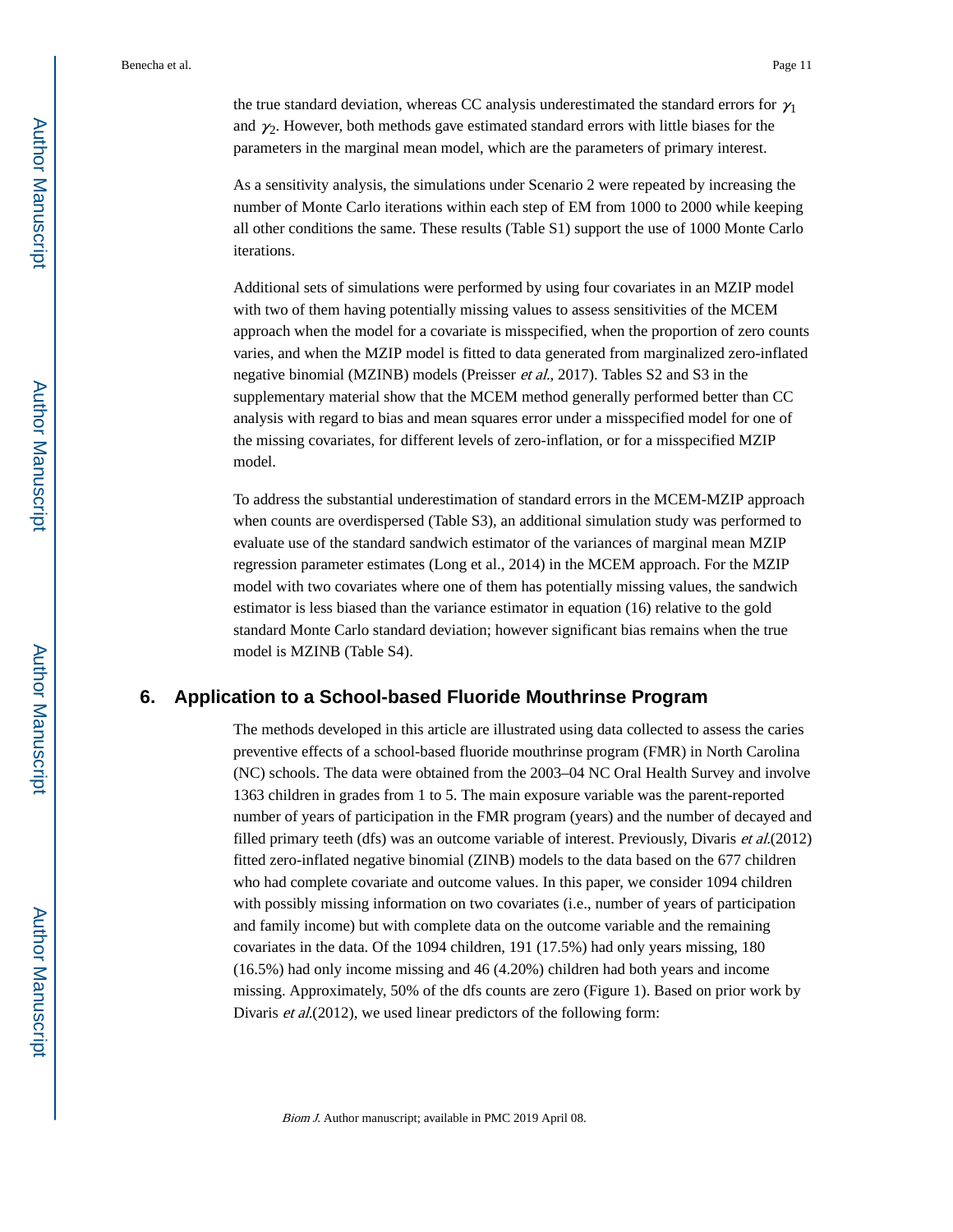the true standard deviation, whereas CC analysis underestimated the standard errors for $\gamma_1$ and $\gamma_2$. However, both methods gave estimated standard errors with little biases for the parameters in the marginal mean model, which are the parameters of primary interest.

As a sensitivity analysis, the simulations under Scenario 2 were repeated by increasing the number of Monte Carlo iterations within each step of EM from 1000 to 2000 while keeping all other conditions the same. These results (Table S1) support the use of 1000 Monte Carlo iterations.

Additional sets of simulations were performed by using four covariates in an MZIP model with two of them having potentially missing values to assess sensitivities of the MCEM approach when the model for a covariate is misspecified, when the proportion of zero counts varies, and when the MZIP model is fitted to data generated from marginalized zero-inflated negative binomial (MZINB) models (Preisser *et al.*, 2017). Tables S2 and S3 in the supplementary material show that the MCEM method generally performed better than CC analysis with regard to bias and mean squares error under a misspecified model for one of the missing covariates, for different levels of zero-inflation, or for a misspecified MZIP model.

To address the substantial underestimation of standard errors in the MCEM-MZIP approach when counts are overdispersed (Table S3), an additional simulation study was performed to evaluate use of the standard sandwich estimator of the variances of marginal mean MZIP regression parameter estimates (Long et al., 2014) in the MCEM approach. For the MZIP model with two covariates where one of them has potentially missing values, the sandwich estimator is less biased than the variance estimator in equation (16) relative to the gold standard Monte Carlo standard deviation; however significant bias remains when the true model is MZINB (Table S4).

## 6. Application to a School-based Fluoride Mouthrinse Program

The methods developed in this article are illustrated using data collected to assess the caries preventive effects of a school-based fluoride mouthrinse program (FMR) in North Carolina (NC) schools. The data were obtained from the 2003–04 NC Oral Health Survey and involve 1363 children in grades from 1 to 5. The main exposure variable was the parent-reported number of years of participation in the FMR program (years) and the number of decayed and filled primary teeth (dfs) was an outcome variable of interest. Previously, Divaris *et al.*(2012) fitted zero-inflated negative binomial (ZINB) models to the data based on the 677 children who had complete covariate and outcome values. In this paper, we consider 1094 children with possibly missing information on two covariates (i.e., number of years of participation and family income) but with complete data on the outcome variable and the remaining covariates in the data. Of the 1094 children, 191 (17.5%) had only years missing, 180 (16.5%) had only income missing and 46 (4.20%) children had both years and income missing. Approximately, 50% of the dfs counts are zero (Figure 1). Based on prior work by Divaris *et al.*(2012), we used linear predictors of the following form: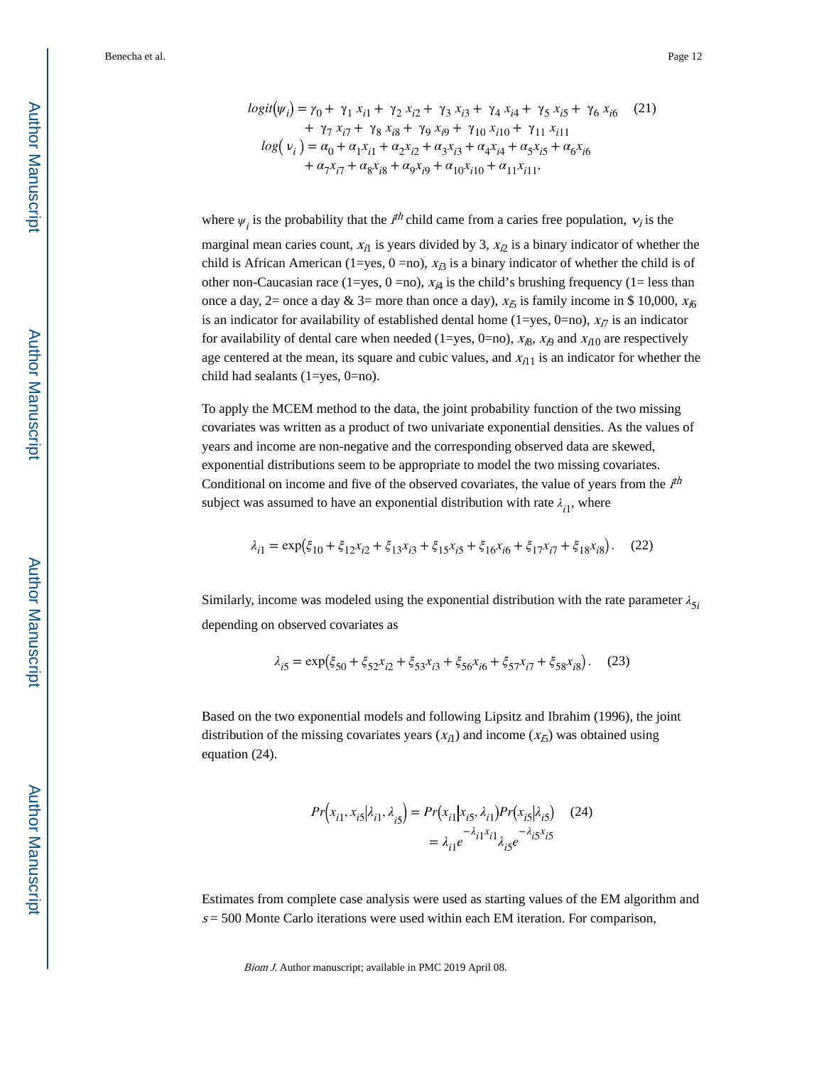$$
\begin{aligned}
logit(\psi_i) &= \gamma_0 + \gamma_1 x_{i1} + \gamma_2 x_{i2} + \gamma_3 x_{i3} + \gamma_4 x_{i4} + \gamma_5 x_{i5} + \gamma_6 x_{i6} \\
&\quad + \gamma_7 x_{i7} + \gamma_8 x_{i8} + \gamma_9 x_{i9} + \gamma_{10} x_{i10} + \gamma_{11} x_{i11} \\
log(\nu_i) &= \alpha_0 + \alpha_1 x_{i1} + \alpha_2 x_{i2} + \alpha_3 x_{i3} + \alpha_4 x_{i4} + \alpha_5 x_{i5} + \alpha_6 x_{i6} \\
&\quad + \alpha_7 x_{i7} + \alpha_8 x_{i8} + \alpha_9 x_{i9} + \alpha_{10} x_{i10} + \alpha_{11} x_{i11},
\end{aligned} \tag{21}
$$

where $\psi_i$ is the probability that the $i^{th}$ child came from a caries free population, $\nu_i$ is the marginal mean caries count, $x_{i1}$ is years divided by 3, $x_{i2}$ is a binary indicator of whether the child is African American (1=yes, 0 =no), $x_{i3}$ is a binary indicator of whether the child is of other non-Caucasian race (1=yes, 0 =no), $x_{i4}$ is the child's brushing frequency (1= less than once a day, 2= once a day & 3= more than once a day), $x_{i5}$ is family income in \$ 10,000, $x_{i6}$ is an indicator for availability of established dental home (1=yes, 0=no), $x_{i7}$ is an indicator for availability of dental care when needed (1=yes, 0=no), $x_{i8}$, $x_{i9}$ and $x_{i10}$ are respectively age centered at the mean, its square and cubic values, and $x_{i11}$ is an indicator for whether the child had sealants (1=yes, 0=no).

To apply the MCEM method to the data, the joint probability function of the two missing covariates was written as a product of two univariate exponential densities. As the values of years and income are non-negative and the corresponding observed data are skewed, exponential distributions seem to be appropriate to model the two missing covariates. Conditional on income and five of the observed covariates, the value of years from the $i^{th}$ subject was assumed to have an exponential distribution with rate $\lambda_{i1}$, where

$$
\lambda_{i1} = \exp(\xi_{10} + \xi_{12} x_{i2} + \xi_{13} x_{i3} + \xi_{15} x_{i5} + \xi_{16} x_{i6} + \xi_{17} x_{i7} + \xi_{18} x_{i8}). \tag{22}
$$

Similarly, income was modeled using the exponential distribution with the rate parameter $\lambda_{5i}$ depending on observed covariates as

$$
\lambda_{i5} = \exp(\xi_{50} + \xi_{52} x_{i2} + \xi_{53} x_{i3} + \xi_{56} x_{i6} + \xi_{57} x_{i7} + \xi_{58} x_{i8}). \tag{23}
$$

Based on the two exponential models and following Lipsitz and Ibrahim (1996), the joint distribution of the missing covariates years ($x_{i1}$) and income ($x_{i5}$) was obtained using equation (24).

$$
\begin{aligned}
Pr(x_{i1}, x_{i5} | \lambda_{i1}, \lambda_{i5}) &= Pr(x_{i1} | x_{i5}, \lambda_{i1}) Pr(x_{i5} | \lambda_{i5}) \\
&= \lambda_{i1} e^{-\lambda_{i1} x_{i1}} \lambda_{i5} e^{-\lambda_{i5} x_{i5}}
\end{aligned} \tag{24}
$$

Estimates from complete case analysis were used as starting values of the EM algorithm and $s = 500$ Monte Carlo iterations were used within each EM iteration. For comparison,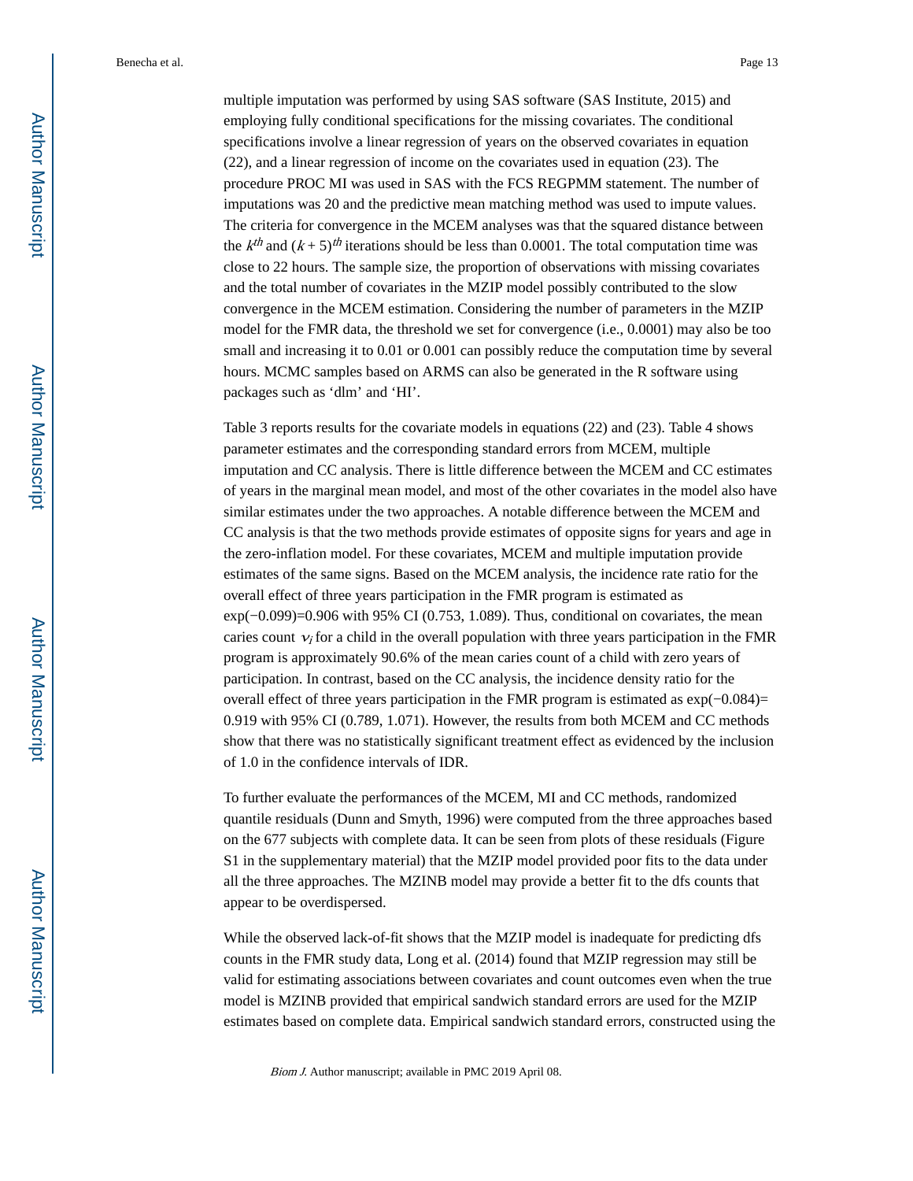multiple imputation was performed by using SAS software (SAS Institute, 2015) and employing fully conditional specifications for the missing covariates. The conditional specifications involve a linear regression of years on the observed covariates in equation (22), and a linear regression of income on the covariates used in equation (23). The procedure PROC MI was used in SAS with the FCS REGPMM statement. The number of imputations was 20 and the predictive mean matching method was used to impute values. The criteria for convergence in the MCEM analyses was that the squared distance between the $k^{th}$ and $(k+5)^{th}$ iterations should be less than 0.0001. The total computation time was close to 22 hours. The sample size, the proportion of observations with missing covariates and the total number of covariates in the MZIP model possibly contributed to the slow convergence in the MCEM estimation. Considering the number of parameters in the MZIP model for the FMR data, the threshold we set for convergence (i.e., 0.0001) may also be too small and increasing it to 0.01 or 0.001 can possibly reduce the computation time by several hours. MCMC samples based on ARMS can also be generated in the R software using packages such as 'dlm' and 'HI'.

Table 3 reports results for the covariate models in equations (22) and (23). Table 4 shows parameter estimates and the corresponding standard errors from MCEM, multiple imputation and CC analysis. There is little difference between the MCEM and CC estimates of years in the marginal mean model, and most of the other covariates in the model also have similar estimates under the two approaches. A notable difference between the MCEM and CC analysis is that the two methods provide estimates of opposite signs for years and age in the zero-inflation model. For these covariates, MCEM and multiple imputation provide estimates of the same signs. Based on the MCEM analysis, the incidence rate ratio for the overall effect of three years participation in the FMR program is estimated as $\exp(-0.099)=0.906$ with 95% CI (0.753, 1.089). Thus, conditional on covariates, the mean caries count $\nu_i$ for a child in the overall population with three years participation in the FMR program is approximately 90.6% of the mean caries count of a child with zero years of participation. In contrast, based on the CC analysis, the incidence density ratio for the overall effect of three years participation in the FMR program is estimated as $\exp(-0.084)= 0.919$ with 95% CI (0.789, 1.071). However, the results from both MCEM and CC methods show that there was no statistically significant treatment effect as evidenced by the inclusion of 1.0 in the confidence intervals of IDR.

To further evaluate the performances of the MCEM, MI and CC methods, randomized quantile residuals (Dunn and Smyth, 1996) were computed from the three approaches based on the 677 subjects with complete data. It can be seen from plots of these residuals (Figure S1 in the supplementary material) that the MZIP model provided poor fits to the data under all the three approaches. The MZINB model may provide a better fit to the dfs counts that appear to be overdispersed.

While the observed lack-of-fit shows that the MZIP model is inadequate for predicting dfs counts in the FMR study data, Long et al. (2014) found that MZIP regression may still be valid for estimating associations between covariates and count outcomes even when the true model is MZINB provided that empirical sandwich standard errors are used for the MZIP estimates based on complete data. Empirical sandwich standard errors, constructed using the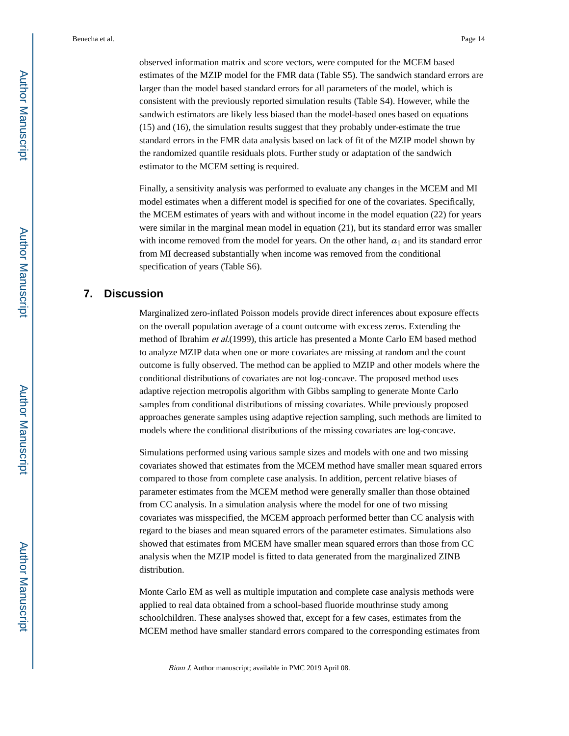observed information matrix and score vectors, were computed for the MCEM based estimates of the MZIP model for the FMR data (Table S5). The sandwich standard errors are larger than the model based standard errors for all parameters of the model, which is consistent with the previously reported simulation results (Table S4). However, while the sandwich estimators are likely less biased than the model-based ones based on equations (15) and (16), the simulation results suggest that they probably under-estimate the true standard errors in the FMR data analysis based on lack of fit of the MZIP model shown by the randomized quantile residuals plots. Further study or adaptation of the sandwich estimator to the MCEM setting is required.

Finally, a sensitivity analysis was performed to evaluate any changes in the MCEM and MI model estimates when a different model is specified for one of the covariates. Specifically, the MCEM estimates of years with and without income in the model equation (22) for years were similar in the marginal mean model in equation (21), but its standard error was smaller with income removed from the model for years. On the other hand, $\alpha_1$ and its standard error from MI decreased substantially when income was removed from the conditional specification of years (Table S6).

## 7. Discussion

Marginalized zero-inflated Poisson models provide direct inferences about exposure effects on the overall population average of a count outcome with excess zeros. Extending the method of Ibrahim *et al.*(1999), this article has presented a Monte Carlo EM based method to analyze MZIP data when one or more covariates are missing at random and the count outcome is fully observed. The method can be applied to MZIP and other models where the conditional distributions of covariates are not log-concave. The proposed method uses adaptive rejection metropolis algorithm with Gibbs sampling to generate Monte Carlo samples from conditional distributions of missing covariates. While previously proposed approaches generate samples using adaptive rejection sampling, such methods are limited to models where the conditional distributions of the missing covariates are log-concave.

Simulations performed using various sample sizes and models with one and two missing covariates showed that estimates from the MCEM method have smaller mean squared errors compared to those from complete case analysis. In addition, percent relative biases of parameter estimates from the MCEM method were generally smaller than those obtained from CC analysis. In a simulation analysis where the model for one of two missing covariates was misspecified, the MCEM approach performed better than CC analysis with regard to the biases and mean squared errors of the parameter estimates. Simulations also showed that estimates from MCEM have smaller mean squared errors than those from CC analysis when the MZIP model is fitted to data generated from the marginalized ZINB distribution.

Monte Carlo EM as well as multiple imputation and complete case analysis methods were applied to real data obtained from a school-based fluoride mouthrinse study among schoolchildren. These analyses showed that, except for a few cases, estimates from the MCEM method have smaller standard errors compared to the corresponding estimates from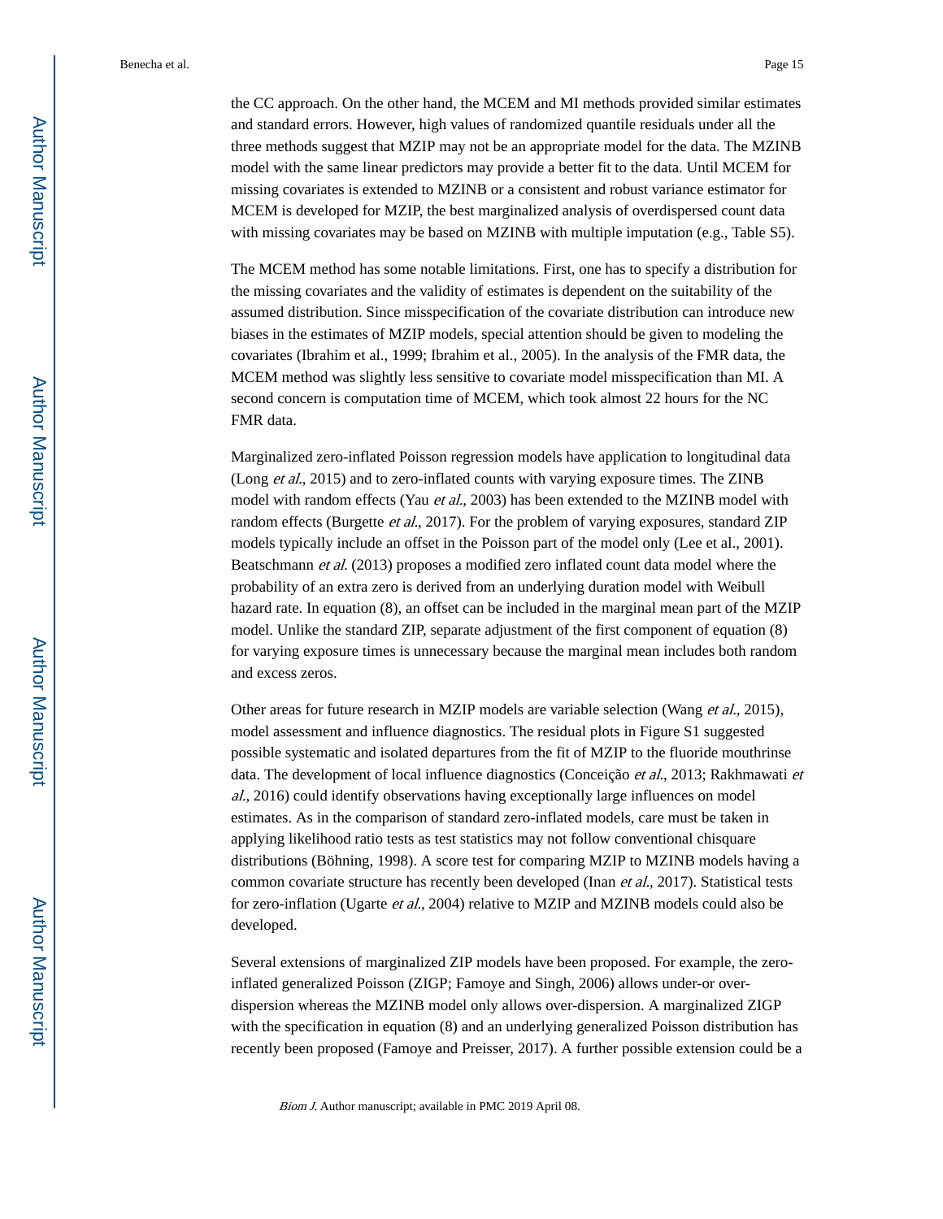the CC approach. On the other hand, the MCEM and MI methods provided similar estimates and standard errors. However, high values of randomized quantile residuals under all the three methods suggest that MZIP may not be an appropriate model for the data. The MZINB model with the same linear predictors may provide a better fit to the data. Until MCEM for missing covariates is extended to MZINB or a consistent and robust variance estimator for MCEM is developed for MZIP, the best marginalized analysis of overdispersed count data with missing covariates may be based on MZINB with multiple imputation (e.g., Table S5).

The MCEM method has some notable limitations. First, one has to specify a distribution for the missing covariates and the validity of estimates is dependent on the suitability of the assumed distribution. Since misspecification of the covariate distribution can introduce new biases in the estimates of MZIP models, special attention should be given to modeling the covariates (Ibrahim et al., 1999; Ibrahim et al., 2005). In the analysis of the FMR data, the MCEM method was slightly less sensitive to covariate model misspecification than MI. A second concern is computation time of MCEM, which took almost 22 hours for the NC FMR data.

Marginalized zero-inflated Poisson regression models have application to longitudinal data (Long *et al.*, 2015) and to zero-inflated counts with varying exposure times. The ZINB model with random effects (Yau *et al.*, 2003) has been extended to the MZINB model with random effects (Burgette *et al.*, 2017). For the problem of varying exposures, standard ZIP models typically include an offset in the Poisson part of the model only (Lee et al., 2001). Beatschmann *et al.* (2013) proposes a modified zero inflated count data model where the probability of an extra zero is derived from an underlying duration model with Weibull hazard rate. In equation (8), an offset can be included in the marginal mean part of the MZIP model. Unlike the standard ZIP, separate adjustment of the first component of equation (8) for varying exposure times is unnecessary because the marginal mean includes both random and excess zeros.

Other areas for future research in MZIP models are variable selection (Wang *et al.*, 2015), model assessment and influence diagnostics. The residual plots in Figure S1 suggested possible systematic and isolated departures from the fit of MZIP to the fluoride mouthrinse data. The development of local influence diagnostics (Conceição *et al.*, 2013; Rakhmawati *et al.*, 2016) could identify observations having exceptionally large influences on model estimates. As in the comparison of standard zero-inflated models, care must be taken in applying likelihood ratio tests as test statistics may not follow conventional chisquare distributions (Böhning, 1998). A score test for comparing MZIP to MZINB models having a common covariate structure has recently been developed (Inan *et al.*, 2017). Statistical tests for zero-inflation (Ugarte *et al.*, 2004) relative to MZIP and MZINB models could also be developed.

Several extensions of marginalized ZIP models have been proposed. For example, the zero-inflated generalized Poisson (ZIGP; Famoye and Singh, 2006) allows under-or over-dispersion whereas the MZINB model only allows over-dispersion. A marginalized ZIGP with the specification in equation (8) and an underlying generalized Poisson distribution has recently been proposed (Famoye and Preisser, 2017). A further possible extension could be a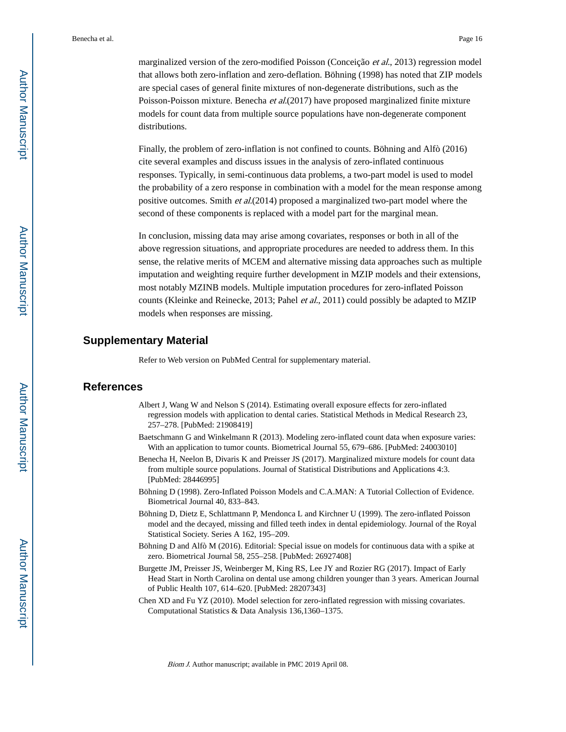marginalized version of the zero-modified Poisson (Conceição *et al.*, 2013) regression model that allows both zero-inflation and zero-deflation. Böhning (1998) has noted that ZIP models are special cases of general finite mixtures of non-degenerate distributions, such as the Poisson-Poisson mixture. Benecha *et al.*(2017) have proposed marginalized finite mixture models for count data from multiple source populations have non-degenerate component distributions.

Finally, the problem of zero-inflation is not confined to counts. Böhning and Alfò (2016) cite several examples and discuss issues in the analysis of zero-inflated continuous responses. Typically, in semi-continuous data problems, a two-part model is used to model the probability of a zero response in combination with a model for the mean response among positive outcomes. Smith *et al.*(2014) proposed a marginalized two-part model where the second of these components is replaced with a model part for the marginal mean.

In conclusion, missing data may arise among covariates, responses or both in all of the above regression situations, and appropriate procedures are needed to address them. In this sense, the relative merits of MCEM and alternative missing data approaches such as multiple imputation and weighting require further development in MZIP models and their extensions, most notably MZINB models. Multiple imputation procedures for zero-inflated Poisson counts (Kleinke and Reinecke, 2013; Pahel *et al.*, 2011) could possibly be adapted to MZIP models when responses are missing.

## Supplementary Material

Refer to Web version on PubMed Central for supplementary material.

## References

Albert J, Wang W and Nelson S (2014). Estimating overall exposure effects for zero-inflated regression models with application to dental caries. Statistical Methods in Medical Research 23, 257–278. [PubMed: 21908419]

Baetschmann G and Winkelmann R (2013). Modeling zero-inflated count data when exposure varies: With an application to tumor counts. Biometrical Journal 55, 679–686. [PubMed: 24003010]

Benecha H, Neelon B, Divaris K and Preisser JS (2017). Marginalized mixture models for count data from multiple source populations. Journal of Statistical Distributions and Applications 4:3. [PubMed: 28446995]

Böhning D (1998). Zero-Inflated Poisson Models and C.A.MAN: A Tutorial Collection of Evidence. Biometrical Journal 40, 833–843.

Böhning D, Dietz E, Schlattmann P, Mendonca L and Kirchner U (1999). The zero-inflated Poisson model and the decayed, missing and filled teeth index in dental epidemiology. Journal of the Royal Statistical Society. Series A 162, 195–209.

Böhning D and Alfò M (2016). Editorial: Special issue on models for continuous data with a spike at zero. Biometrical Journal 58, 255–258. [PubMed: 26927408]

Burgette JM, Preisser JS, Weinberger M, King RS, Lee JY and Rozier RG (2017). Impact of Early Head Start in North Carolina on dental use among children younger than 3 years. American Journal of Public Health 107, 614–620. [PubMed: 28207343]

Chen XD and Fu YZ (2010). Model selection for zero-inflated regression with missing covariates. Computational Statistics & Data Analysis 136,1360–1375.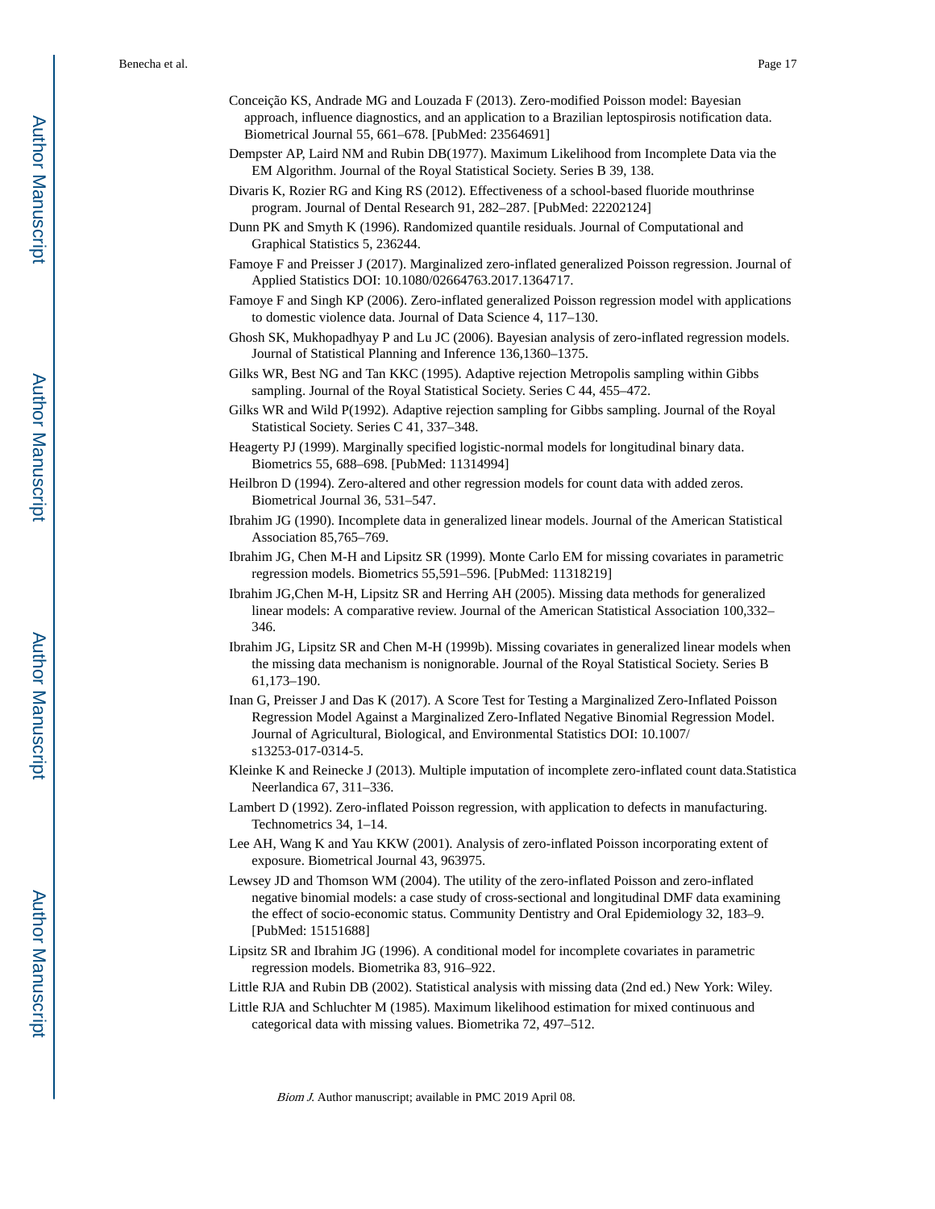Conceição KS, Andrade MG and Louzada F (2013). Zero-modified Poisson model: Bayesian approach, influence diagnostics, and an application to a Brazilian leptospirosis notification data. Biometrical Journal 55, 661–678. [PubMed: 23564691]

Dempster AP, Laird NM and Rubin DB(1977). Maximum Likelihood from Incomplete Data via the EM Algorithm. Journal of the Royal Statistical Society. Series B 39, 138.

Divaris K, Rozier RG and King RS (2012). Effectiveness of a school-based fluoride mouthrinse program. Journal of Dental Research 91, 282–287. [PubMed: 22202124]

Dunn PK and Smyth K (1996). Randomized quantile residuals. Journal of Computational and Graphical Statistics 5, 236244.

Famoye F and Preisser J (2017). Marginalized zero-inflated generalized Poisson regression. Journal of Applied Statistics DOI: 10.1080/02664763.2017.1364717.

Famoye F and Singh KP (2006). Zero-inflated generalized Poisson regression model with applications to domestic violence data. Journal of Data Science 4, 117–130.

Ghosh SK, Mukhopadhyay P and Lu JC (2006). Bayesian analysis of zero-inflated regression models. Journal of Statistical Planning and Inference 136,1360–1375.

Gilks WR, Best NG and Tan KKC (1995). Adaptive rejection Metropolis sampling within Gibbs sampling. Journal of the Royal Statistical Society. Series C 44, 455–472.

Gilks WR and Wild P(1992). Adaptive rejection sampling for Gibbs sampling. Journal of the Royal Statistical Society. Series C 41, 337–348.

Heagerty PJ (1999). Marginally specified logistic-normal models for longitudinal binary data. Biometrics 55, 688–698. [PubMed: 11314994]

Heilbron D (1994). Zero-altered and other regression models for count data with added zeros. Biometrical Journal 36, 531–547.

Ibrahim JG (1990). Incomplete data in generalized linear models. Journal of the American Statistical Association 85,765–769.

Ibrahim JG, Chen M-H and Lipsitz SR (1999). Monte Carlo EM for missing covariates in parametric regression models. Biometrics 55,591–596. [PubMed: 11318219]

Ibrahim JG,Chen M-H, Lipsitz SR and Herring AH (2005). Missing data methods for generalized linear models: A comparative review. Journal of the American Statistical Association 100,332–346.

Ibrahim JG, Lipsitz SR and Chen M-H (1999b). Missing covariates in generalized linear models when the missing data mechanism is nonignorable. Journal of the Royal Statistical Society. Series B 61,173–190.

Inan G, Preisser J and Das K (2017). A Score Test for Testing a Marginalized Zero-Inflated Poisson Regression Model Against a Marginalized Zero-Inflated Negative Binomial Regression Model. Journal of Agricultural, Biological, and Environmental Statistics DOI: 10.1007/s13253-017-0314-5.

Kleinke K and Reinecke J (2013). Multiple imputation of incomplete zero-inflated count data.Statistica Neerlandica 67, 311–336.

Lambert D (1992). Zero-inflated Poisson regression, with application to defects in manufacturing. Technometrics 34, 1–14.

Lee AH, Wang K and Yau KKW (2001). Analysis of zero-inflated Poisson incorporating extent of exposure. Biometrical Journal 43, 963975.

Lewsey JD and Thomson WM (2004). The utility of the zero-inflated Poisson and zero-inflated negative binomial models: a case study of cross-sectional and longitudinal DMF data examining the effect of socio-economic status. Community Dentistry and Oral Epidemiology 32, 183–9. [PubMed: 15151688]

Lipsitz SR and Ibrahim JG (1996). A conditional model for incomplete covariates in parametric regression models. Biometrika 83, 916–922.

Little RJA and Rubin DB (2002). Statistical analysis with missing data (2nd ed.) New York: Wiley.

Little RJA and Schluchter M (1985). Maximum likelihood estimation for mixed continuous and categorical data with missing values. Biometrika 72, 497–512.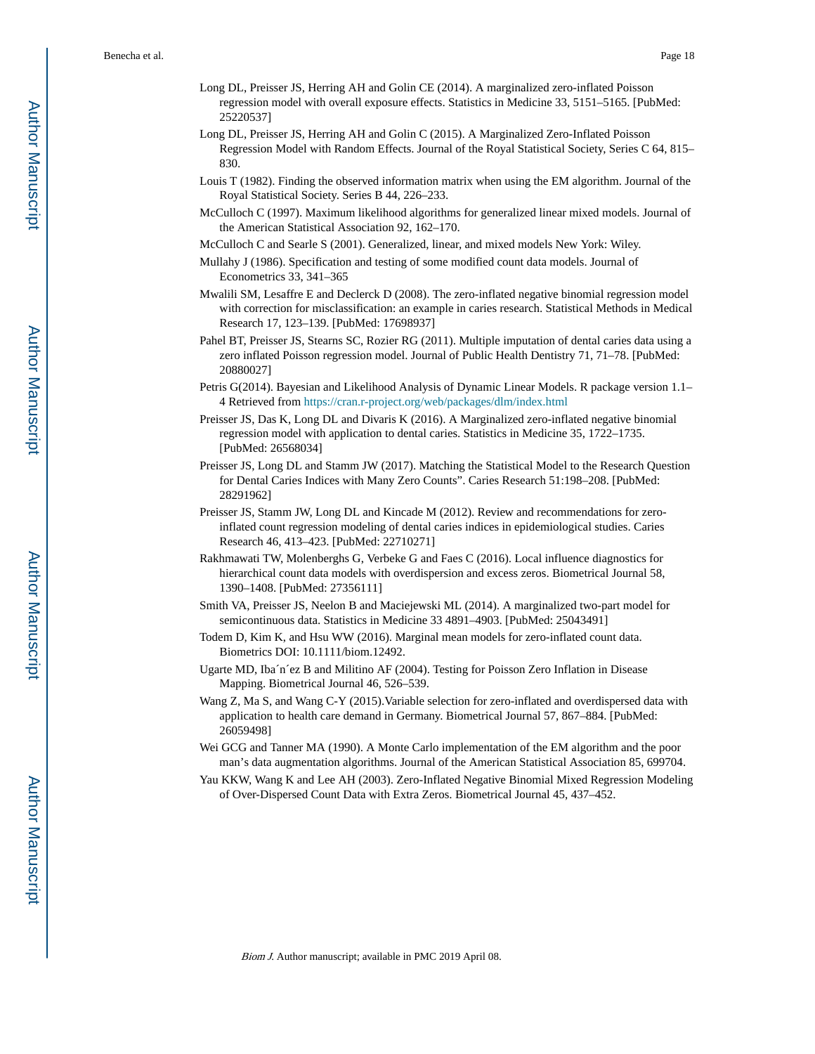Long DL, Preisser JS, Herring AH and Golin CE (2014). A marginalized zero-inflated Poisson regression model with overall exposure effects. Statistics in Medicine 33, 5151–5165. [PubMed: 25220537]

Long DL, Preisser JS, Herring AH and Golin C (2015). A Marginalized Zero-Inflated Poisson Regression Model with Random Effects. Journal of the Royal Statistical Society, Series C 64, 815–830.

Louis T (1982). Finding the observed information matrix when using the EM algorithm. Journal of the Royal Statistical Society. Series B 44, 226–233.

McCulloch C (1997). Maximum likelihood algorithms for generalized linear mixed models. Journal of the American Statistical Association 92, 162–170.

McCulloch C and Searle S (2001). Generalized, linear, and mixed models New York: Wiley.

Mullahy J (1986). Specification and testing of some modified count data models. Journal of Econometrics 33, 341–365

Mwalili SM, Lesaffre E and Declerck D (2008). The zero-inflated negative binomial regression model with correction for misclassification: an example in caries research. Statistical Methods in Medical Research 17, 123–139. [PubMed: 17698937]

Pahel BT, Preisser JS, Stearns SC, Rozier RG (2011). Multiple imputation of dental caries data using a zero inflated Poisson regression model. Journal of Public Health Dentistry 71, 71–78. [PubMed: 20880027]

Petris G(2014). Bayesian and Likelihood Analysis of Dynamic Linear Models. R package version 1.1–4 Retrieved from https://cran.r-project.org/web/packages/dlm/index.html

Preisser JS, Das K, Long DL and Divaris K (2016). A Marginalized zero-inflated negative binomial regression model with application to dental caries. Statistics in Medicine 35, 1722–1735. [PubMed: 26568034]

Preisser JS, Long DL and Stamm JW (2017). Matching the Statistical Model to the Research Question for Dental Caries Indices with Many Zero Counts". Caries Research 51:198–208. [PubMed: 28291962]

Preisser JS, Stamm JW, Long DL and Kincade M (2012). Review and recommendations for zero-inflated count regression modeling of dental caries indices in epidemiological studies. Caries Research 46, 413–423. [PubMed: 22710271]

Rakhmawati TW, Molenberghs G, Verbeke G and Faes C (2016). Local influence diagnostics for hierarchical count data models with overdispersion and excess zeros. Biometrical Journal 58, 1390–1408. [PubMed: 27356111]

Smith VA, Preisser JS, Neelon B and Maciejewski ML (2014). A marginalized two-part model for semicontinuous data. Statistics in Medicine 33 4891–4903. [PubMed: 25043491]

Todem D, Kim K, and Hsu WW (2016). Marginal mean models for zero-inflated count data. Biometrics DOI: 10.1111/biom.12492.

Ugarte MD, Ibáñez B and Militino AF (2004). Testing for Poisson Zero Inflation in Disease Mapping. Biometrical Journal 46, 526–539.

Wang Z, Ma S, and Wang C-Y (2015).Variable selection for zero-inflated and overdispersed data with application to health care demand in Germany. Biometrical Journal 57, 867–884. [PubMed: 26059498]

Wei GCG and Tanner MA (1990). A Monte Carlo implementation of the EM algorithm and the poor man's data augmentation algorithms. Journal of the American Statistical Association 85, 699704.

Yau KKW, Wang K and Lee AH (2003). Zero-Inflated Negative Binomial Mixed Regression Modeling of Over-Dispersed Count Data with Extra Zeros. Biometrical Journal 45, 437–452.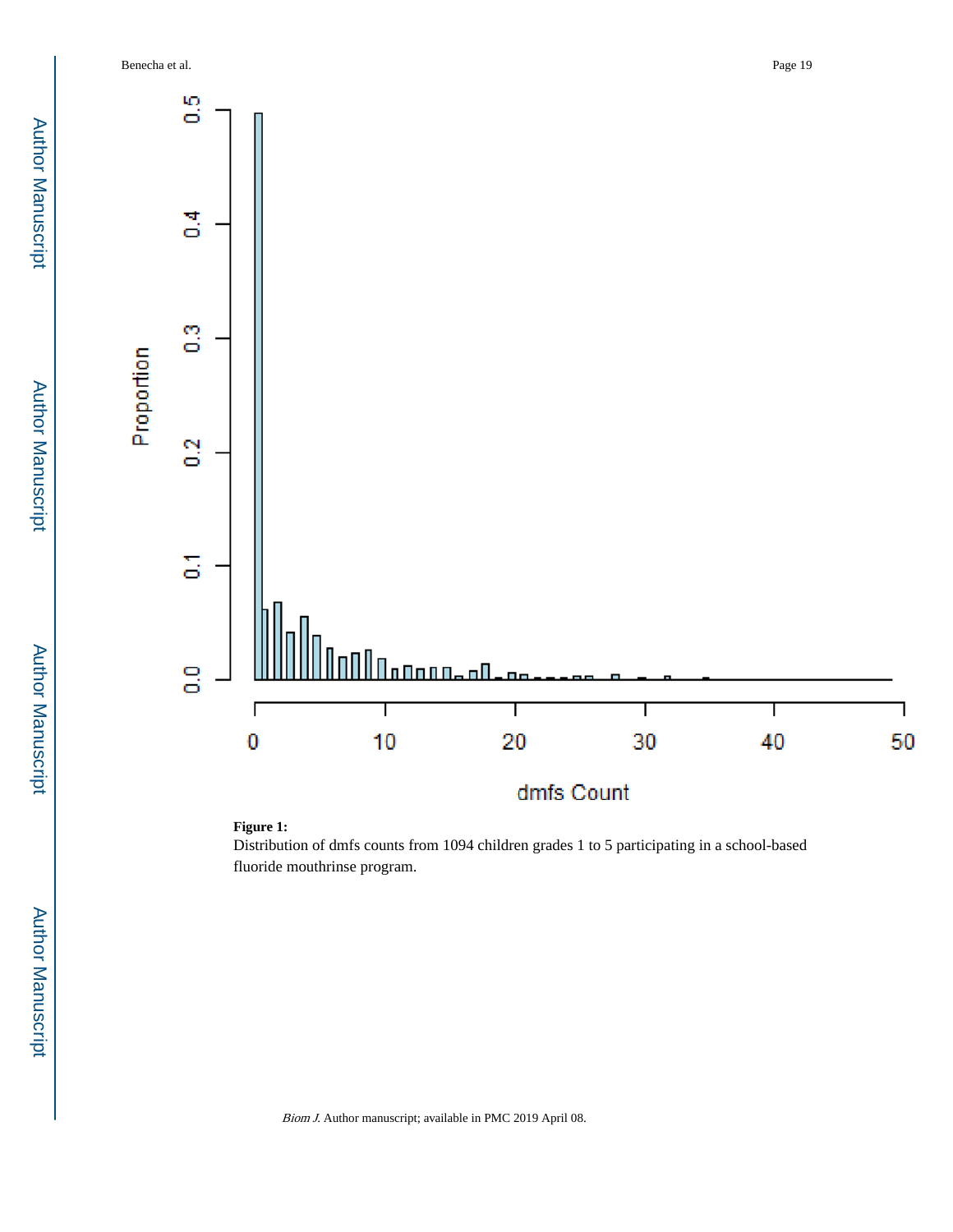**Figure 1:**

Distribution of dmfs counts from 1094 children grades 1 to 5 participating in a school-based fluoride mouthrinse program.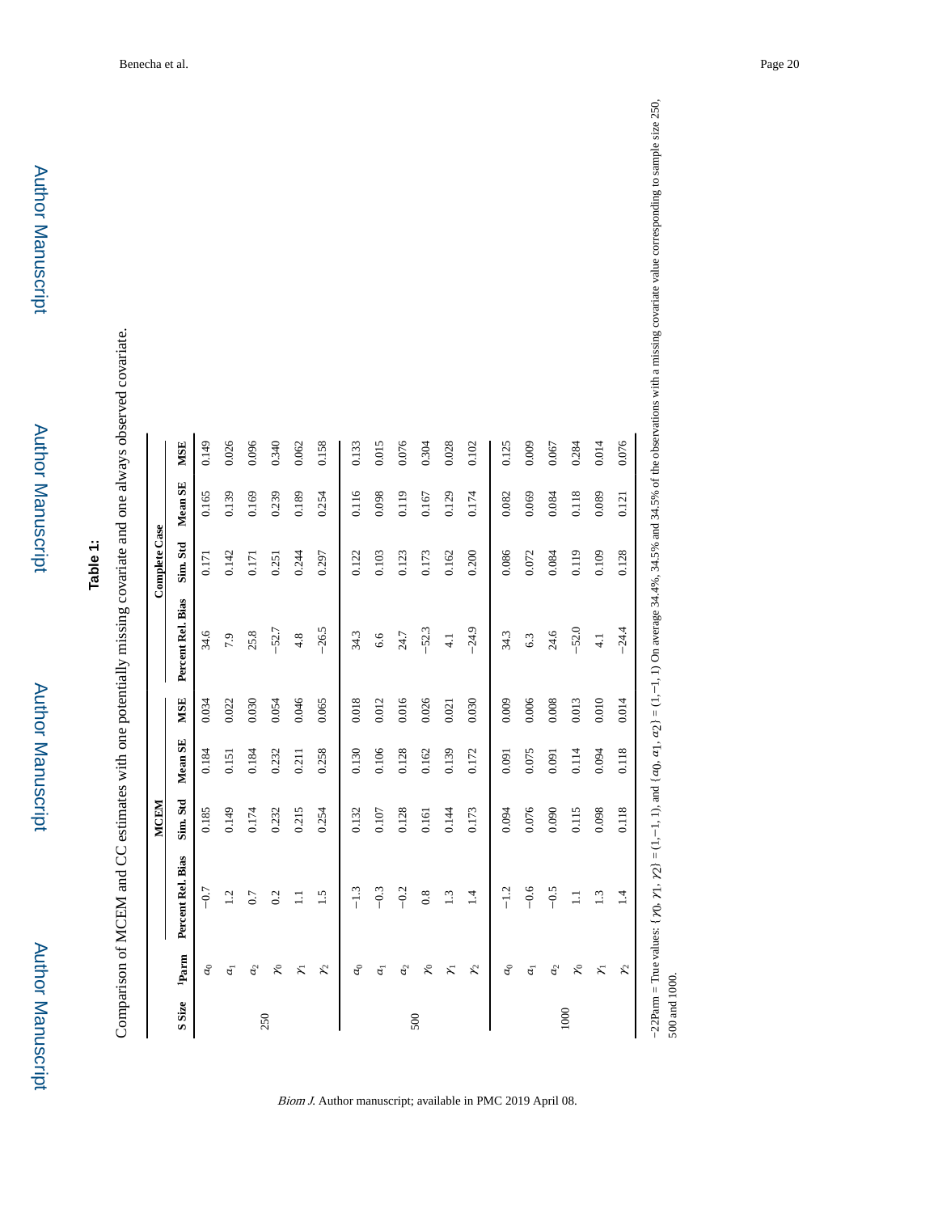**Table 1:**

Comparison of MCEM and CC estimates with one potentially missing covariate and one always observed covariate.

| S Size | [1]Parm | MCEM | | | | Complete Case | | | |
|---|---|---|---|---|---|---|---|---|---|
| | | Percent Rel. Bias | Sim. Std | Mean SE | MSE | Percent Rel. Bias | Sim. Std | Mean SE | MSE |
| 250 | $\alpha_0$ | −0.7 | 0.185 | 0.184 | 0.034 | 34.6 | 0.171 | 0.165 | 0.149 |
| | $\alpha_1$ | 1.2 | 0.149 | 0.151 | 0.022 | 7.9 | 0.142 | 0.139 | 0.026 |
| | $\alpha_2$ | 0.7 | 0.174 | 0.184 | 0.030 | 25.8 | 0.171 | 0.169 | 0.096 |
| | $\gamma_0$ | 0.2 | 0.232 | 0.232 | 0.054 | −52.7 | 0.251 | 0.239 | 0.340 |
| | $\gamma_1$ | 1.1 | 0.215 | 0.211 | 0.046 | 4.8 | 0.244 | 0.189 | 0.062 |
| | $\gamma_2$ | 1.5 | 0.254 | 0.258 | 0.065 | −26.5 | 0.297 | 0.254 | 0.158 |
| 500 | $\alpha_0$ | −1.3 | 0.132 | 0.130 | 0.018 | 34.3 | 0.122 | 0.116 | 0.133 |
| | $\alpha_1$ | −0.3 | 0.107 | 0.106 | 0.012 | 6.6 | 0.103 | 0.098 | 0.015 |
| | $\alpha_2$ | −0.2 | 0.128 | 0.128 | 0.016 | 24.7 | 0.123 | 0.119 | 0.076 |
| | $\gamma_0$ | 0.8 | 0.161 | 0.162 | 0.026 | −52.3 | 0.173 | 0.167 | 0.304 |
| | $\gamma_1$ | 1.3 | 0.144 | 0.139 | 0.021 | 4.1 | 0.162 | 0.129 | 0.028 |
| | $\gamma_2$ | 1.4 | 0.173 | 0.172 | 0.030 | −24.9 | 0.200 | 0.174 | 0.102 |
| 1000 | $\alpha_0$ | −1.2 | 0.094 | 0.091 | 0.009 | 34.3 | 0.086 | 0.082 | 0.125 |
| | $\alpha_1$ | −0.6 | 0.076 | 0.075 | 0.006 | 6.3 | 0.072 | 0.069 | 0.009 |
| | $\alpha_2$ | −0.5 | 0.090 | 0.091 | 0.008 | 24.6 | 0.084 | 0.084 | 0.067 |
| | $\gamma_0$ | 1.1 | 0.115 | 0.114 | 0.013 | −52.0 | 0.119 | 0.118 | 0.284 |
| | $\gamma_1$ | 1.3 | 0.098 | 0.094 | 0.010 | 4.1 | 0.109 | 0.089 | 0.014 |
| | $\gamma_2$ | 1.4 | 0.118 | 0.118 | 0.014 | −24.4 | 0.128 | 0.121 | 0.076 |

−22Parm = True values: $\{\gamma_0, \gamma_1, \gamma_2\} = (1, -1, 1)$, and $\{\alpha_0, \alpha_1, \alpha_2\} = (1, -1, 1)$ On average 34.4%, 34.5% and 34.5% of the observations with a missing covariate value corresponding to sample size 250, 500 and 1000.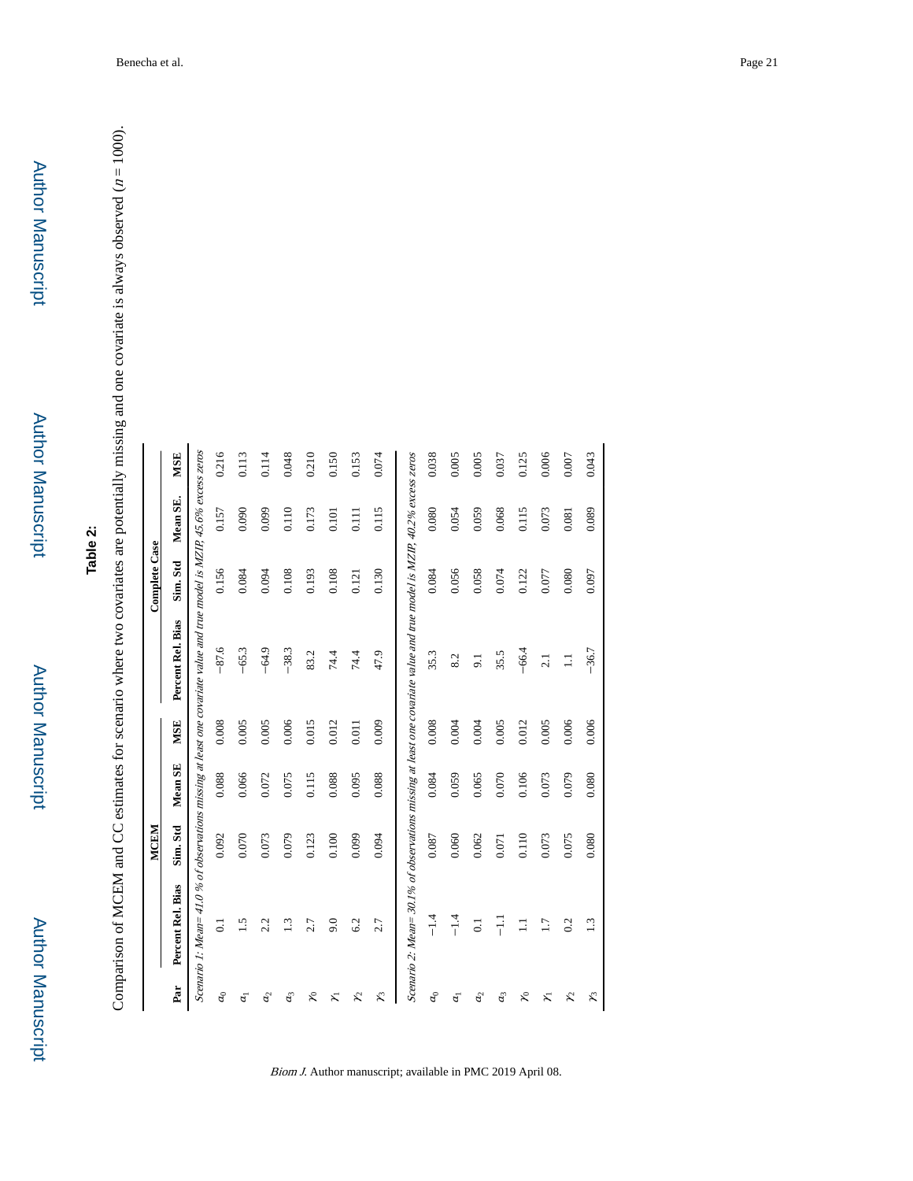**Table 2:**

Comparison of MCEM and CC estimates for scenario where two covariates are potentially missing and one covariate is always observed ($n = 1000$).

| Par | MCEM | | | | Complete Case | | | |
|---|---|---|---|---|---|---|---|---|
| | Percent Rel. Bias | Sim. Std | Mean SE | MSE | Percent Rel. Bias | Sim. Std | Mean SE. | MSE |
| *Scenario 1: Mean= 41.0 % of observations missing at least one covariate value and true model is MZIP, 45.6% excess zeros* | | | | | | | | |
| $\alpha_0$ | 0.1 | 0.092 | 0.088 | 0.008 | −87.6 | 0.156 | 0.157 | 0.216 |
| $\alpha_1$ | 1.5 | 0.070 | 0.066 | 0.005 | −65.3 | 0.084 | 0.090 | 0.113 |
| $\alpha_2$ | 2.2 | 0.073 | 0.072 | 0.005 | −64.9 | 0.094 | 0.099 | 0.114 |
| $\alpha_3$ | 1.3 | 0.079 | 0.075 | 0.006 | −38.3 | 0.108 | 0.110 | 0.048 |
| $\gamma_0$ | 2.7 | 0.123 | 0.115 | 0.015 | 83.2 | 0.193 | 0.173 | 0.210 |
| $\gamma_1$ | 9.0 | 0.100 | 0.088 | 0.012 | 74.4 | 0.108 | 0.101 | 0.150 |
| $\gamma_2$ | 6.2 | 0.099 | 0.095 | 0.011 | 74.4 | 0.121 | 0.111 | 0.153 |
| $\gamma_3$ | 2.7 | 0.094 | 0.088 | 0.009 | 47.9 | 0.130 | 0.115 | 0.074 |
| *Scenario 2: Mean= 30.1% of observations missing at least one covariate value and true model is MZIP, 40.2% excess zeros* | | | | | | | | |
| $\alpha_0$ | −1.4 | 0.087 | 0.084 | 0.008 | 35.3 | 0.084 | 0.080 | 0.038 |
| $\alpha_1$ | −1.4 | 0.060 | 0.059 | 0.004 | 8.2 | 0.056 | 0.054 | 0.005 |
| $\alpha_2$ | 0.1 | 0.062 | 0.065 | 0.004 | 9.1 | 0.058 | 0.059 | 0.005 |
| $\alpha_3$ | −1.1 | 0.071 | 0.070 | 0.005 | 35.5 | 0.074 | 0.068 | 0.037 |
| $\gamma_0$ | 1.1 | 0.110 | 0.106 | 0.012 | −66.4 | 0.122 | 0.115 | 0.125 |
| $\gamma_1$ | 1.7 | 0.073 | 0.073 | 0.005 | 2.1 | 0.077 | 0.073 | 0.006 |
| $\gamma_2$ | 0.2 | 0.075 | 0.079 | 0.006 | 1.1 | 0.080 | 0.081 | 0.007 |
| $\gamma_3$ | 1.3 | 0.080 | 0.080 | 0.006 | −36.7 | 0.097 | 0.089 | 0.043 |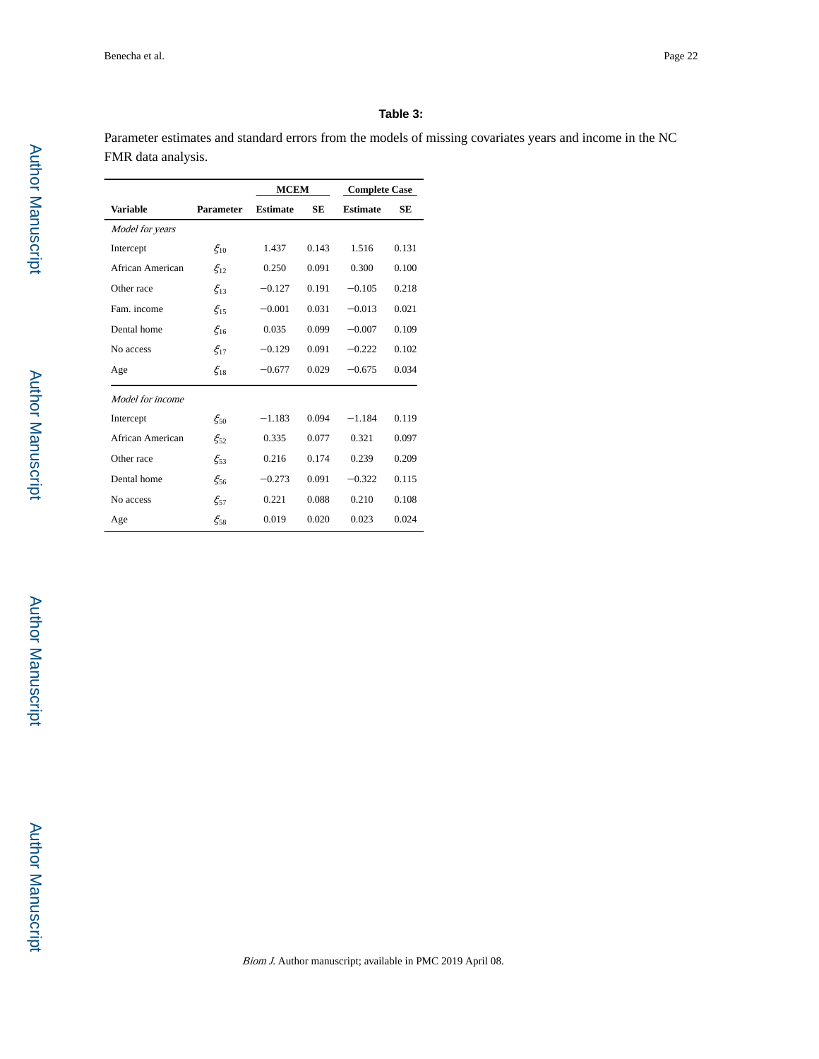**Table 3:**

Parameter estimates and standard errors from the models of missing covariates years and income in the NC FMR data analysis.

| | | MCEM | | Complete Case | |
|---|---|---|---|---|---|
| **Variable** | **Parameter** | **Estimate** | **SE** | **Estimate** | **SE** |
| *Model for years* | | | | | |
| Intercept | $\xi_{10}$ | 1.437 | 0.143 | 1.516 | 0.131 |
| African American | $\xi_{12}$ | 0.250 | 0.091 | 0.300 | 0.100 |
| Other race | $\xi_{13}$ | −0.127 | 0.191 | −0.105 | 0.218 |
| Fam. income | $\xi_{15}$ | −0.001 | 0.031 | −0.013 | 0.021 |
| Dental home | $\xi_{16}$ | 0.035 | 0.099 | −0.007 | 0.109 |
| No access | $\xi_{17}$ | −0.129 | 0.091 | −0.222 | 0.102 |
| Age | $\xi_{18}$ | −0.677 | 0.029 | −0.675 | 0.034 |
| *Model for income* | | | | | |
| Intercept | $\xi_{50}$ | −1.183 | 0.094 | −1.184 | 0.119 |
| African American | $\xi_{52}$ | 0.335 | 0.077 | 0.321 | 0.097 |
| Other race | $\xi_{53}$ | 0.216 | 0.174 | 0.239 | 0.209 |
| Dental home | $\xi_{56}$ | −0.273 | 0.091 | −0.322 | 0.115 |
| No access | $\xi_{57}$ | 0.221 | 0.088 | 0.210 | 0.108 |
| Age | $\xi_{58}$ | 0.019 | 0.020 | 0.023 | 0.024 |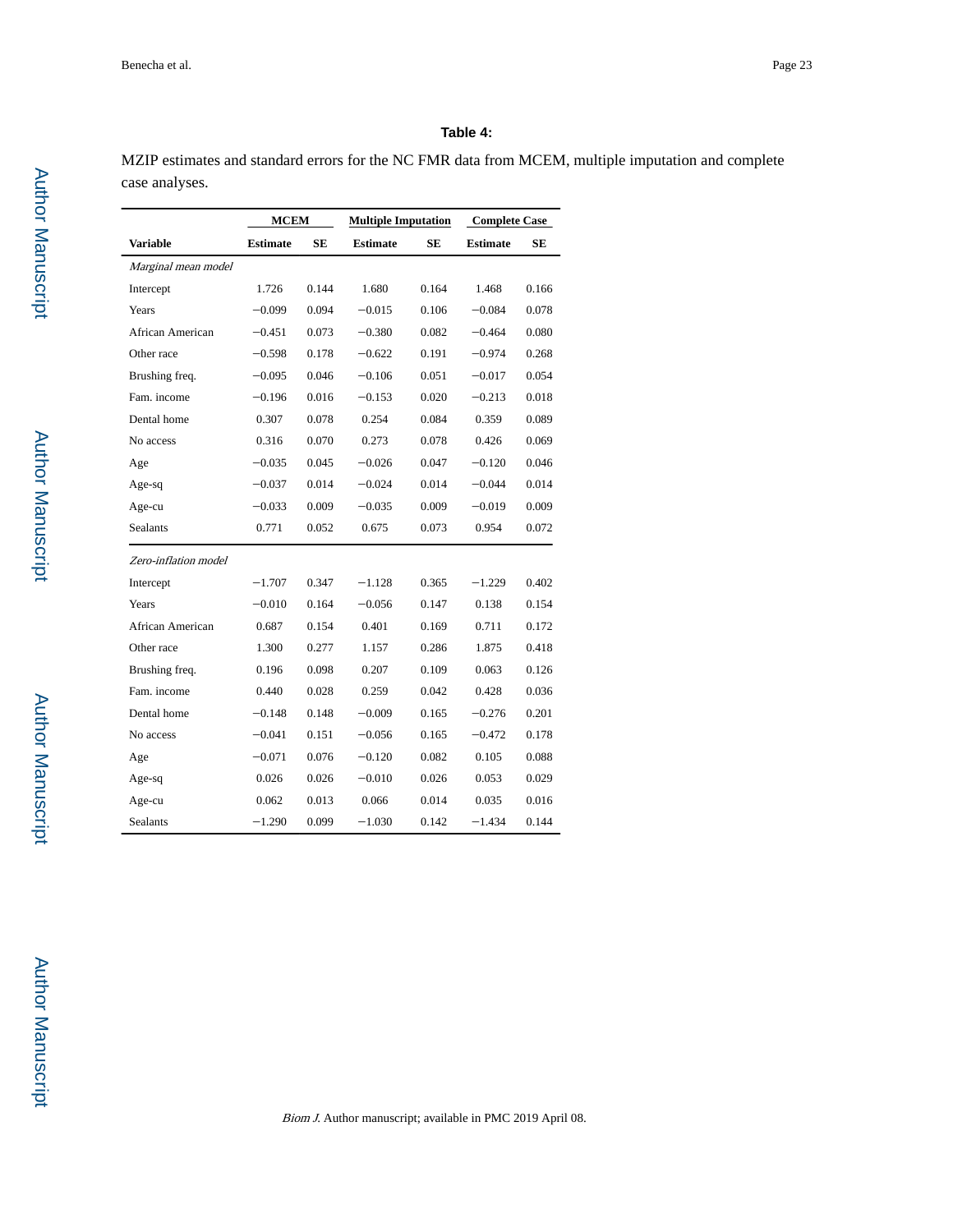**Table 4:**

MZIP estimates and standard errors for the NC FMR data from MCEM, multiple imputation and complete case analyses.

| | MCEM | | Multiple Imputation | | Complete Case | |
|---|---|---|---|---|---|---|
| **Variable** | **Estimate** | **SE** | **Estimate** | **SE** | **Estimate** | **SE** |
| *Marginal mean model* | | | | | | |
| Intercept | 1.726 | 0.144 | 1.680 | 0.164 | 1.468 | 0.166 |
| Years | −0.099 | 0.094 | −0.015 | 0.106 | −0.084 | 0.078 |
| African American | −0.451 | 0.073 | −0.380 | 0.082 | −0.464 | 0.080 |
| Other race | −0.598 | 0.178 | −0.622 | 0.191 | −0.974 | 0.268 |
| Brushing freq. | −0.095 | 0.046 | −0.106 | 0.051 | −0.017 | 0.054 |
| Fam. income | −0.196 | 0.016 | −0.153 | 0.020 | −0.213 | 0.018 |
| Dental home | 0.307 | 0.078 | 0.254 | 0.084 | 0.359 | 0.089 |
| No access | 0.316 | 0.070 | 0.273 | 0.078 | 0.426 | 0.069 |
| Age | −0.035 | 0.045 | −0.026 | 0.047 | −0.120 | 0.046 |
| Age-sq | −0.037 | 0.014 | −0.024 | 0.014 | −0.044 | 0.014 |
| Age-cu | −0.033 | 0.009 | −0.035 | 0.009 | −0.019 | 0.009 |
| Sealants | 0.771 | 0.052 | 0.675 | 0.073 | 0.954 | 0.072 |
| *Zero-inflation model* | | | | | | |
| Intercept | −1.707 | 0.347 | −1.128 | 0.365 | −1.229 | 0.402 |
| Years | −0.010 | 0.164 | −0.056 | 0.147 | 0.138 | 0.154 |
| African American | 0.687 | 0.154 | 0.401 | 0.169 | 0.711 | 0.172 |
| Other race | 1.300 | 0.277 | 1.157 | 0.286 | 1.875 | 0.418 |
| Brushing freq. | 0.196 | 0.098 | 0.207 | 0.109 | 0.063 | 0.126 |
| Fam. income | 0.440 | 0.028 | 0.259 | 0.042 | 0.428 | 0.036 |
| Dental home | −0.148 | 0.148 | −0.009 | 0.165 | −0.276 | 0.201 |
| No access | −0.041 | 0.151 | −0.056 | 0.165 | −0.472 | 0.178 |
| Age | −0.071 | 0.076 | −0.120 | 0.082 | 0.105 | 0.088 |
| Age-sq | 0.026 | 0.026 | −0.010 | 0.026 | 0.053 | 0.029 |
| Age-cu | 0.062 | 0.013 | 0.066 | 0.014 | 0.035 | 0.016 |
| Sealants | −1.290 | 0.099 | −1.030 | 0.142 | −1.434 | 0.144 |